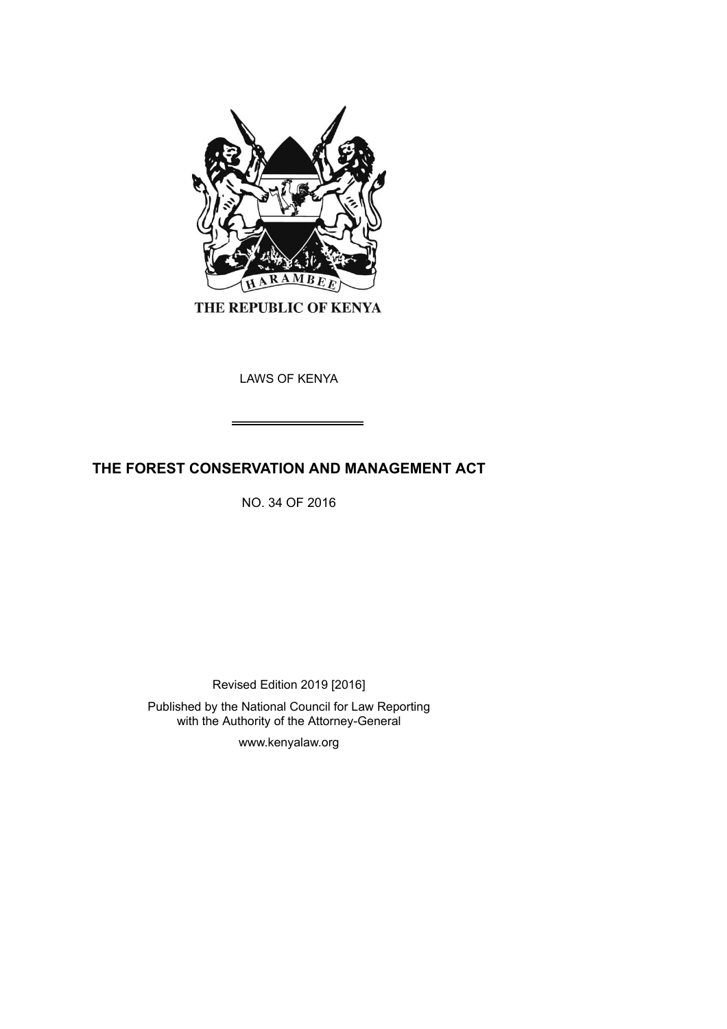HARAMBEE

THE REPUBLIC OF KENYA

LAWS OF KENYA

# THE FOREST CONSERVATION AND MANAGEMENT ACT

NO. 34 OF 2016

Revised Edition 2019 [2016]

Published by the National Council for Law Reporting with the Authority of the Attorney-General

www.kenyalaw.org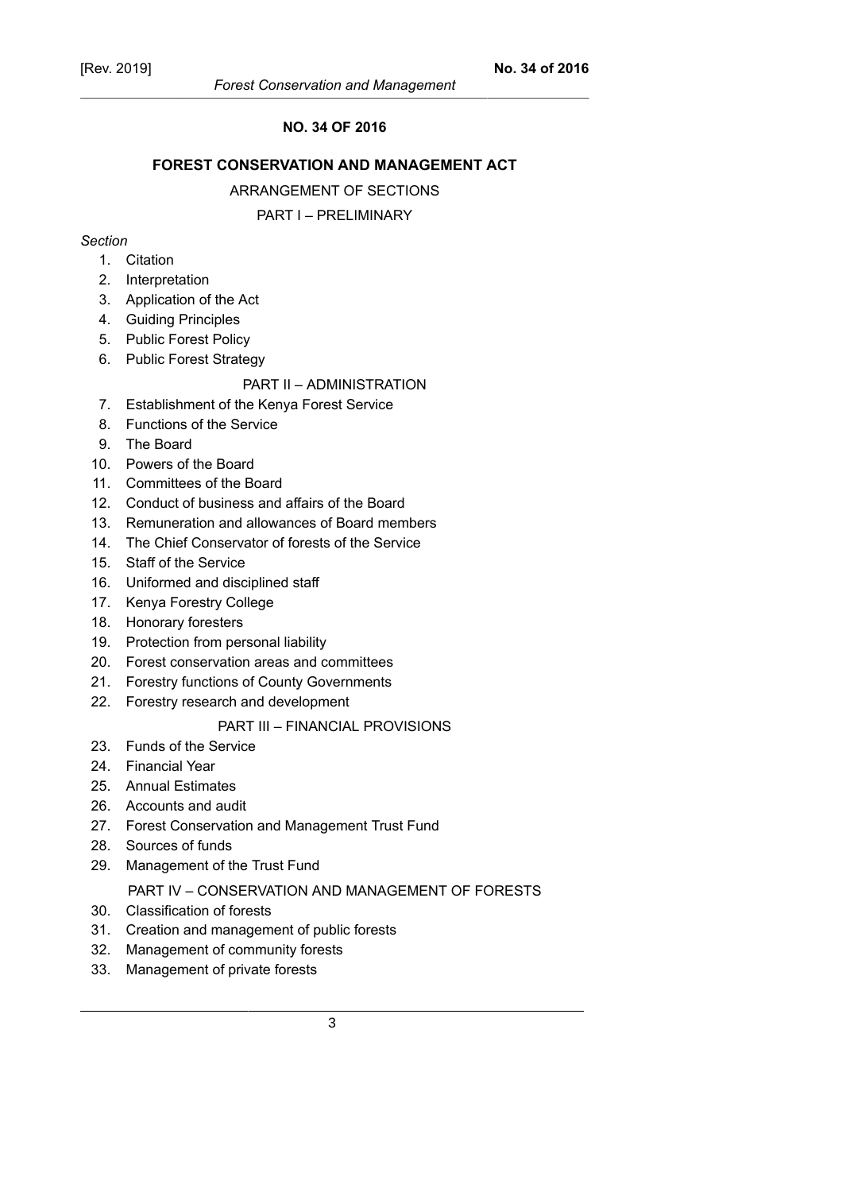# NO. 34 OF 2016

## FOREST CONSERVATION AND MANAGEMENT ACT

ARRANGEMENT OF SECTIONS

PART I – PRELIMINARY

*Section*

1. Citation
2. Interpretation
3. Application of the Act
4. Guiding Principles
5. Public Forest Policy
6. Public Forest Strategy

PART II – ADMINISTRATION

7. Establishment of the Kenya Forest Service
8. Functions of the Service
9. The Board
10. Powers of the Board
11. Committees of the Board
12. Conduct of business and affairs of the Board
13. Remuneration and allowances of Board members
14. The Chief Conservator of forests of the Service
15. Staff of the Service
16. Uniformed and disciplined staff
17. Kenya Forestry College
18. Honorary foresters
19. Protection from personal liability
20. Forest conservation areas and committees
21. Forestry functions of County Governments
22. Forestry research and development

PART III – FINANCIAL PROVISIONS

23. Funds of the Service
24. Financial Year
25. Annual Estimates
26. Accounts and audit
27. Forest Conservation and Management Trust Fund
28. Sources of funds
29. Management of the Trust Fund

PART IV – CONSERVATION AND MANAGEMENT OF FORESTS

30. Classification of forests
31. Creation and management of public forests
32. Management of community forests
33. Management of private forests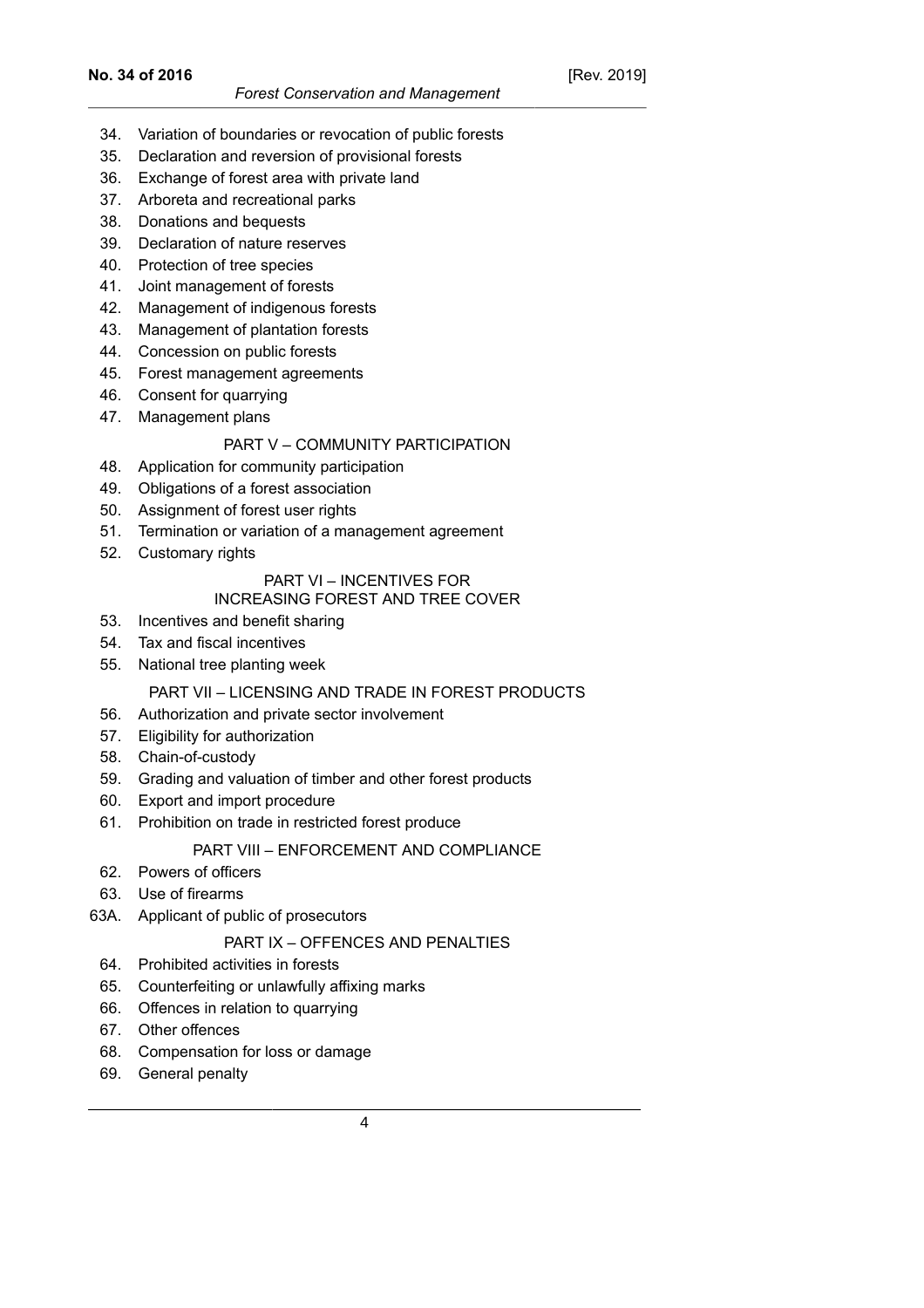34. Variation of boundaries or revocation of public forests
35. Declaration and reversion of provisional forests
36. Exchange of forest area with private land
37. Arboreta and recreational parks
38. Donations and bequests
39. Declaration of nature reserves
40. Protection of tree species
41. Joint management of forests
42. Management of indigenous forests
43. Management of plantation forests
44. Concession on public forests
45. Forest management agreements
46. Consent for quarrying
47. Management plans

PART V – COMMUNITY PARTICIPATION

48. Application for community participation
49. Obligations of a forest association
50. Assignment of forest user rights
51. Termination or variation of a management agreement
52. Customary rights

PART VI – INCENTIVES FOR INCREASING FOREST AND TREE COVER

53. Incentives and benefit sharing
54. Tax and fiscal incentives
55. National tree planting week

PART VII – LICENSING AND TRADE IN FOREST PRODUCTS

56. Authorization and private sector involvement
57. Eligibility for authorization
58. Chain-of-custody
59. Grading and valuation of timber and other forest products
60. Export and import procedure
61. Prohibition on trade in restricted forest produce

PART VIII – ENFORCEMENT AND COMPLIANCE

62. Powers of officers
63. Use of firearms
63A. Applicant of public of prosecutors

PART IX – OFFENCES AND PENALTIES

64. Prohibited activities in forests
65. Counterfeiting or unlawfully affixing marks
66. Offences in relation to quarrying
67. Other offences
68. Compensation for loss or damage
69. General penalty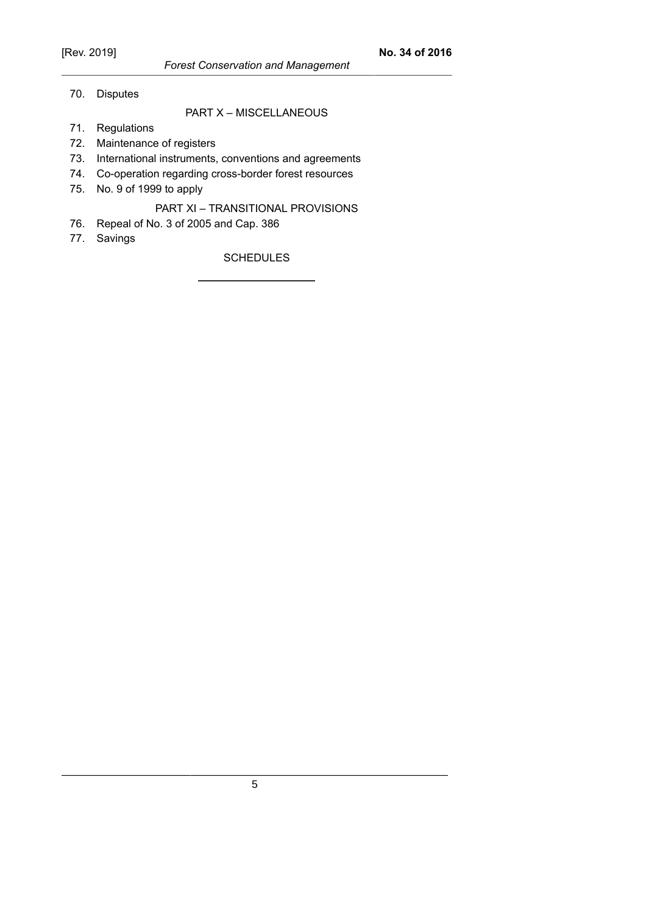70. Disputes

PART X – MISCELLANEOUS

71. Regulations
72. Maintenance of registers
73. International instruments, conventions and agreements
74. Co-operation regarding cross-border forest resources
75. No. 9 of 1999 to apply

PART XI – TRANSITIONAL PROVISIONS

76. Repeal of No. 3 of 2005 and Cap. 386
77. Savings

SCHEDULES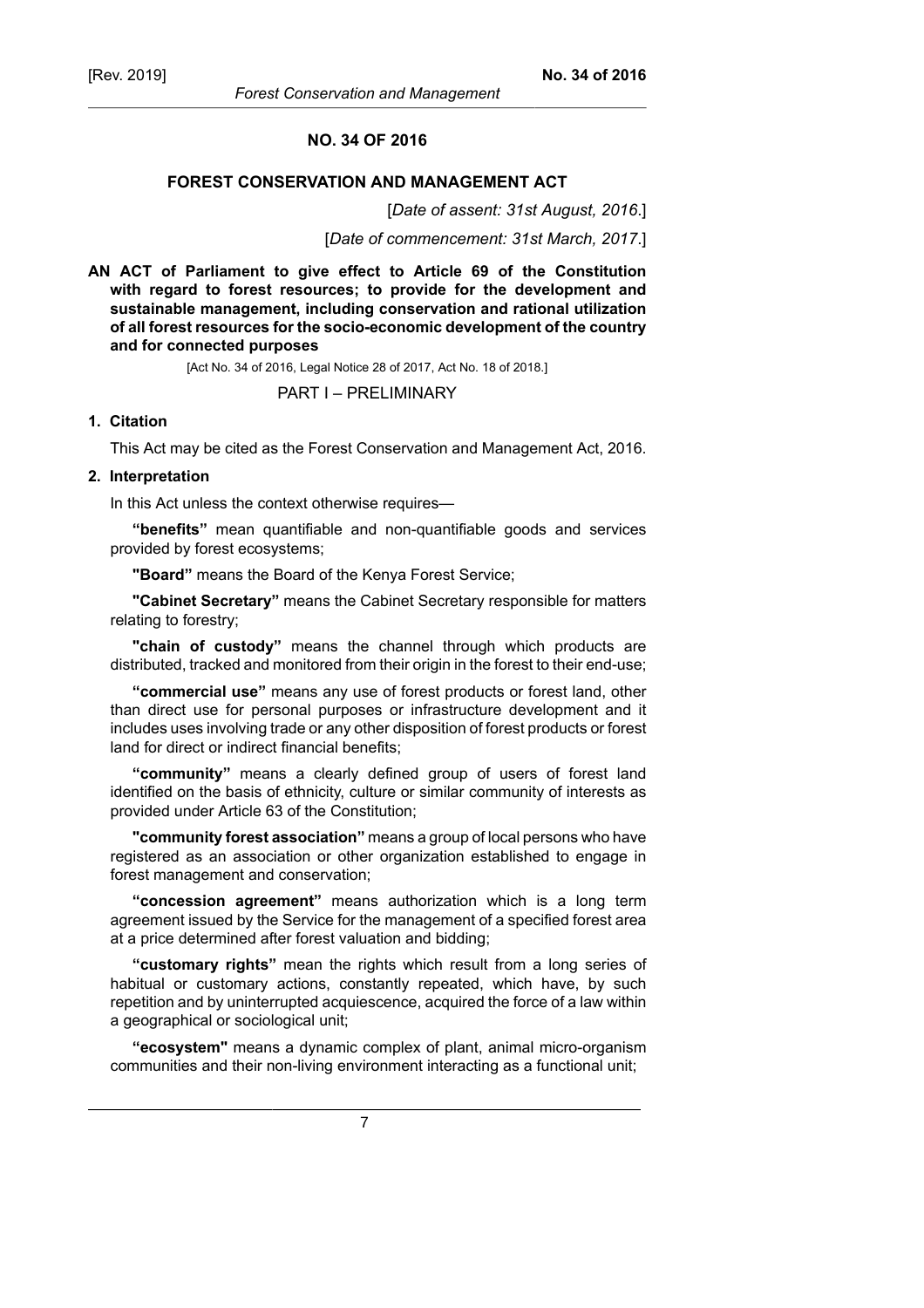# NO. 34 OF 2016

## FOREST CONSERVATION AND MANAGEMENT ACT

[*Date of assent: 31st August, 2016*.]

[*Date of commencement: 31st March, 2017*.]

**AN ACT of Parliament to give effect to Article 69 of the Constitution with regard to forest resources; to provide for the development and sustainable management, including conservation and rational utilization of all forest resources for the socio-economic development of the country and for connected purposes**

[Act No. 34 of 2016, Legal Notice 28 of 2017, Act No. 18 of 2018.]

## PART I – PRELIMINARY

### 1. Citation

This Act may be cited as the Forest Conservation and Management Act, 2016.

### 2. Interpretation

In this Act unless the context otherwise requires—

**"benefits"** mean quantifiable and non-quantifiable goods and services provided by forest ecosystems;

**"Board"** means the Board of the Kenya Forest Service;

**"Cabinet Secretary"** means the Cabinet Secretary responsible for matters relating to forestry;

**"chain of custody"** means the channel through which products are distributed, tracked and monitored from their origin in the forest to their end-use;

**"commercial use"** means any use of forest products or forest land, other than direct use for personal purposes or infrastructure development and it includes uses involving trade or any other disposition of forest products or forest land for direct or indirect financial benefits;

**"community"** means a clearly defined group of users of forest land identified on the basis of ethnicity, culture or similar community of interests as provided under Article 63 of the Constitution;

**"community forest association"** means a group of local persons who have registered as an association or other organization established to engage in forest management and conservation;

**"concession agreement"** means authorization which is a long term agreement issued by the Service for the management of a specified forest area at a price determined after forest valuation and bidding;

**"customary rights"** mean the rights which result from a long series of habitual or customary actions, constantly repeated, which have, by such repetition and by uninterrupted acquiescence, acquired the force of a law within a geographical or sociological unit;

**"ecosystem"** means a dynamic complex of plant, animal micro-organism communities and their non-living environment interacting as a functional unit;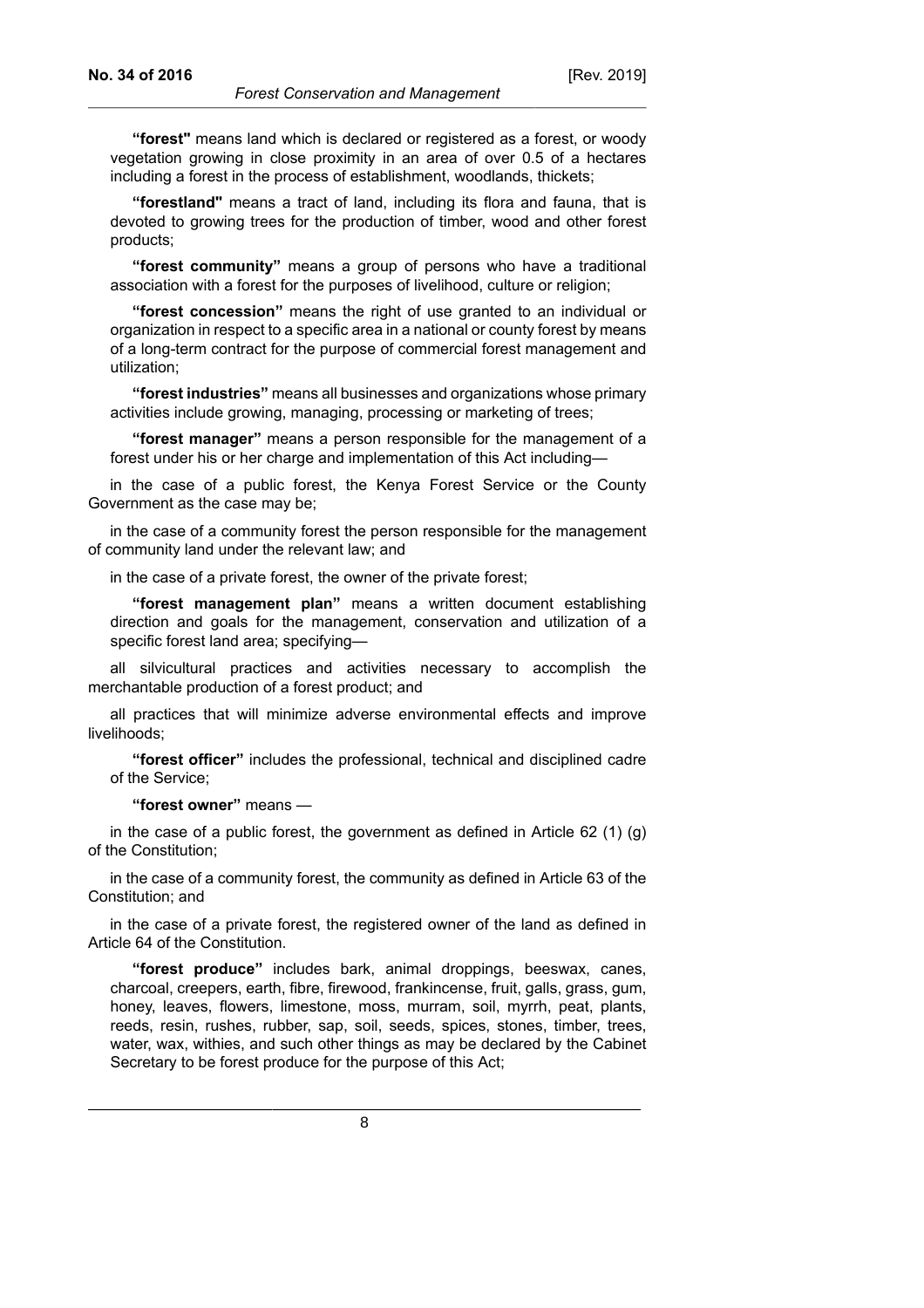**"forest"** means land which is declared or registered as a forest, or woody vegetation growing in close proximity in an area of over 0.5 of a hectares including a forest in the process of establishment, woodlands, thickets;

**"forestland"** means a tract of land, including its flora and fauna, that is devoted to growing trees for the production of timber, wood and other forest products;

**"forest community"** means a group of persons who have a traditional association with a forest for the purposes of livelihood, culture or religion;

**"forest concession"** means the right of use granted to an individual or organization in respect to a specific area in a national or county forest by means of a long-term contract for the purpose of commercial forest management and utilization;

**"forest industries"** means all businesses and organizations whose primary activities include growing, managing, processing or marketing of trees;

**"forest manager"** means a person responsible for the management of a forest under his or her charge and implementation of this Act including—

in the case of a public forest, the Kenya Forest Service or the County Government as the case may be;

in the case of a community forest the person responsible for the management of community land under the relevant law; and

in the case of a private forest, the owner of the private forest;

**"forest management plan"** means a written document establishing direction and goals for the management, conservation and utilization of a specific forest land area; specifying—

all silvicultural practices and activities necessary to accomplish the merchantable production of a forest product; and

all practices that will minimize adverse environmental effects and improve livelihoods;

**"forest officer"** includes the professional, technical and disciplined cadre of the Service;

**"forest owner"** means —

in the case of a public forest, the government as defined in Article 62 (1) (g) of the Constitution;

in the case of a community forest, the community as defined in Article 63 of the Constitution; and

in the case of a private forest, the registered owner of the land as defined in Article 64 of the Constitution.

**"forest produce"** includes bark, animal droppings, beeswax, canes, charcoal, creepers, earth, fibre, firewood, frankincense, fruit, galls, grass, gum, honey, leaves, flowers, limestone, moss, murram, soil, myrrh, peat, plants, reeds, resin, rushes, rubber, sap, soil, seeds, spices, stones, timber, trees, water, wax, withies, and such other things as may be declared by the Cabinet Secretary to be forest produce for the purpose of this Act;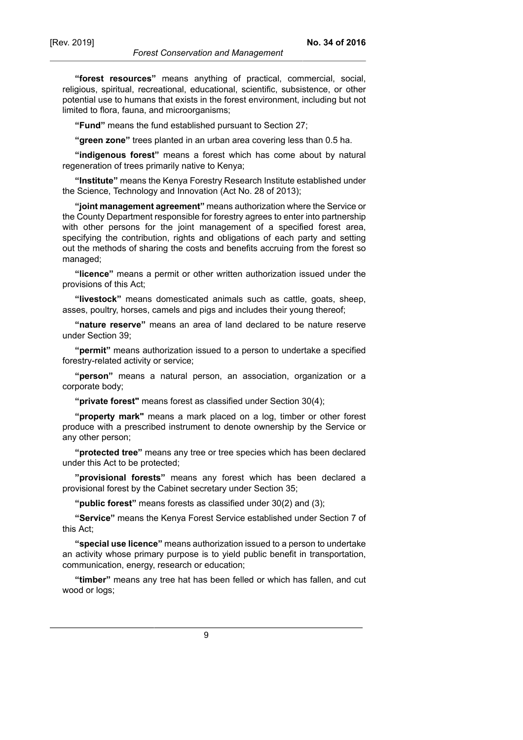**"forest resources"** means anything of practical, commercial, social, religious, spiritual, recreational, educational, scientific, subsistence, or other potential use to humans that exists in the forest environment, including but not limited to flora, fauna, and microorganisms;

**"Fund"** means the fund established pursuant to Section 27;

**"green zone"** trees planted in an urban area covering less than 0.5 ha.

**"indigenous forest"** means a forest which has come about by natural regeneration of trees primarily native to Kenya;

**"Institute"** means the Kenya Forestry Research Institute established under the Science, Technology and Innovation (Act No. 28 of 2013);

**"joint management agreement"** means authorization where the Service or the County Department responsible for forestry agrees to enter into partnership with other persons for the joint management of a specified forest area, specifying the contribution, rights and obligations of each party and setting out the methods of sharing the costs and benefits accruing from the forest so managed;

**"licence"** means a permit or other written authorization issued under the provisions of this Act;

**"livestock"** means domesticated animals such as cattle, goats, sheep, asses, poultry, horses, camels and pigs and includes their young thereof;

**"nature reserve"** means an area of land declared to be nature reserve under Section 39;

**"permit"** means authorization issued to a person to undertake a specified forestry-related activity or service;

**"person"** means a natural person, an association, organization or a corporate body;

**"private forest"** means forest as classified under Section 30(4);

**"property mark"** means a mark placed on a log, timber or other forest produce with a prescribed instrument to denote ownership by the Service or any other person;

**"protected tree"** means any tree or tree species which has been declared under this Act to be protected;

**"provisional forests"** means any forest which has been declared a provisional forest by the Cabinet secretary under Section 35;

**"public forest"** means forests as classified under 30(2) and (3);

**"Service"** means the Kenya Forest Service established under Section 7 of this Act;

**"special use licence"** means authorization issued to a person to undertake an activity whose primary purpose is to yield public benefit in transportation, communication, energy, research or education;

**"timber"** means any tree hat has been felled or which has fallen, and cut wood or logs;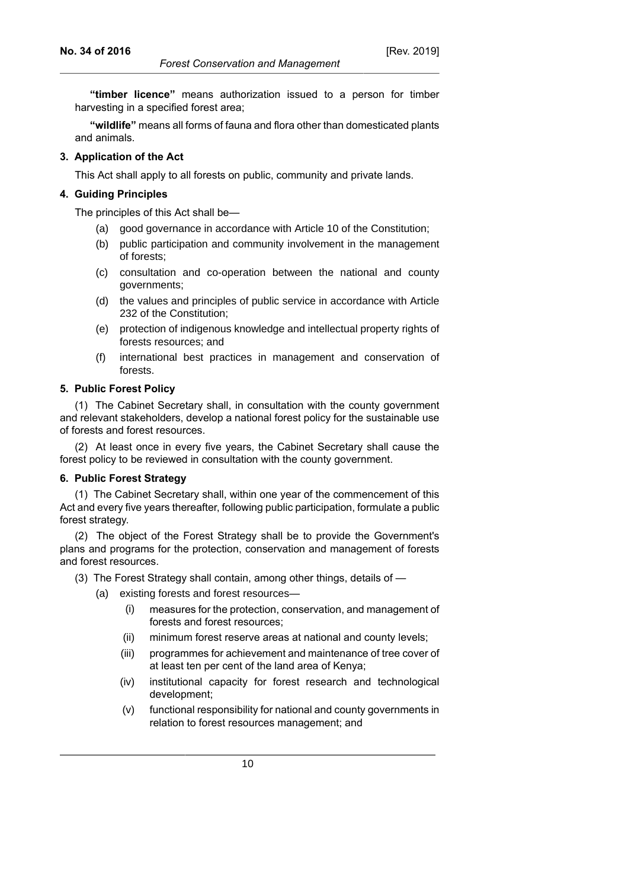**"timber licence"** means authorization issued to a person for timber harvesting in a specified forest area;

**"wildlife"** means all forms of fauna and flora other than domesticated plants and animals.

### 3. Application of the Act

This Act shall apply to all forests on public, community and private lands.

### 4. Guiding Principles

The principles of this Act shall be—

- (a) good governance in accordance with Article 10 of the Constitution;
- (b) public participation and community involvement in the management of forests;
- (c) consultation and co-operation between the national and county governments;
- (d) the values and principles of public service in accordance with Article 232 of the Constitution;
- (e) protection of indigenous knowledge and intellectual property rights of forests resources; and
- (f) international best practices in management and conservation of forests.

### 5. Public Forest Policy

(1) The Cabinet Secretary shall, in consultation with the county government and relevant stakeholders, develop a national forest policy for the sustainable use of forests and forest resources.

(2) At least once in every five years, the Cabinet Secretary shall cause the forest policy to be reviewed in consultation with the county government.

### 6. Public Forest Strategy

(1) The Cabinet Secretary shall, within one year of the commencement of this Act and every five years thereafter, following public participation, formulate a public forest strategy.

(2) The object of the Forest Strategy shall be to provide the Government's plans and programs for the protection, conservation and management of forests and forest resources.

(3) The Forest Strategy shall contain, among other things, details of —

- (a) existing forests and forest resources—
  - (i) measures for the protection, conservation, and management of forests and forest resources;
  - (ii) minimum forest reserve areas at national and county levels;
  - (iii) programmes for achievement and maintenance of tree cover of at least ten per cent of the land area of Kenya;
  - (iv) institutional capacity for forest research and technological development;
  - (v) functional responsibility for national and county governments in relation to forest resources management; and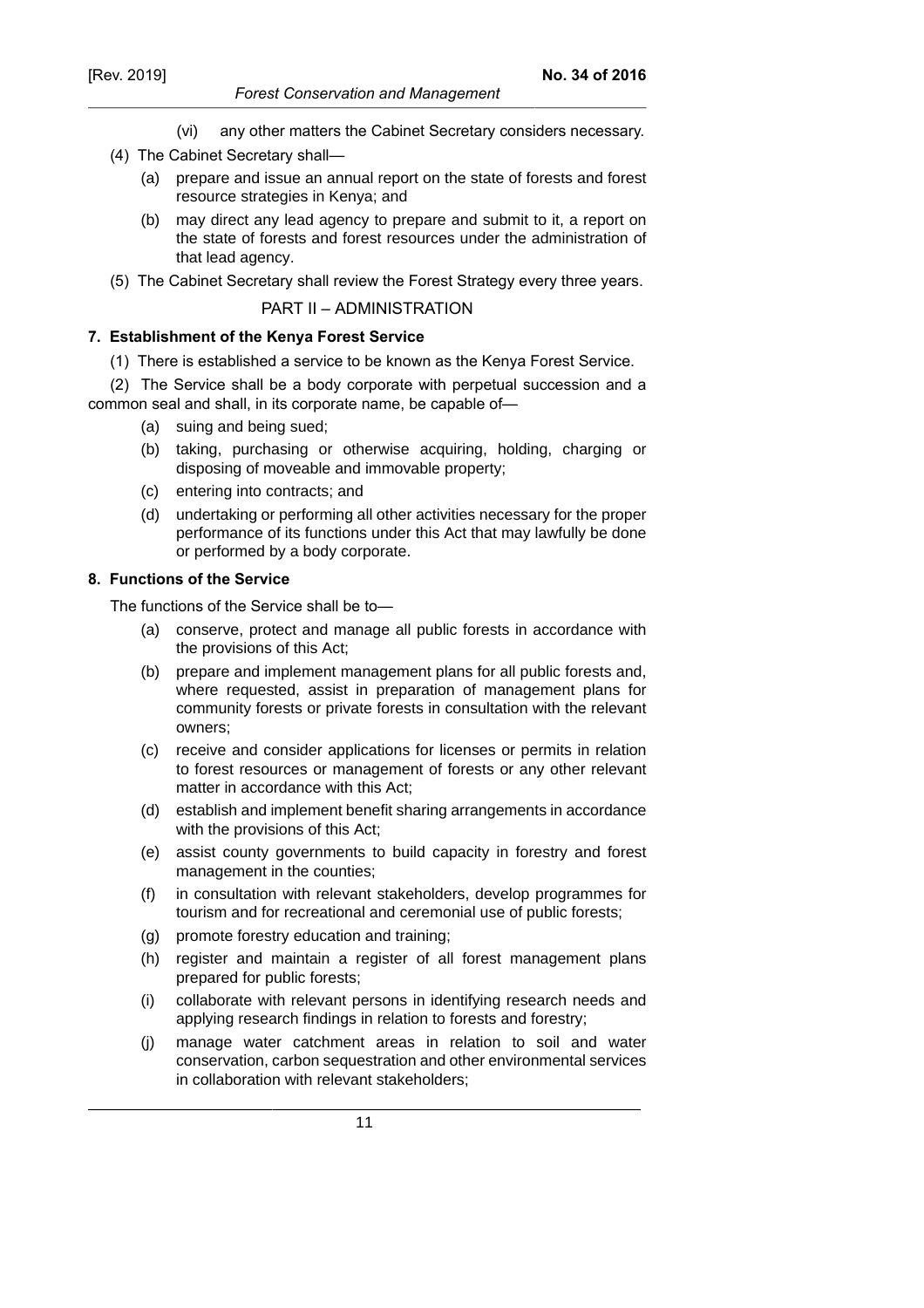(vi) any other matters the Cabinet Secretary considers necessary.

(4) The Cabinet Secretary shall—

(a) prepare and issue an annual report on the state of forests and forest resource strategies in Kenya; and

(b) may direct any lead agency to prepare and submit to it, a report on the state of forests and forest resources under the administration of that lead agency.

(5) The Cabinet Secretary shall review the Forest Strategy every three years.

## PART II – ADMINISTRATION

### 7. Establishment of the Kenya Forest Service

(1) There is established a service to be known as the Kenya Forest Service.

(2) The Service shall be a body corporate with perpetual succession and a common seal and shall, in its corporate name, be capable of—

(a) suing and being sued;

(b) taking, purchasing or otherwise acquiring, holding, charging or disposing of moveable and immovable property;

(c) entering into contracts; and

(d) undertaking or performing all other activities necessary for the proper performance of its functions under this Act that may lawfully be done or performed by a body corporate.

### 8. Functions of the Service

The functions of the Service shall be to—

(a) conserve, protect and manage all public forests in accordance with the provisions of this Act;

(b) prepare and implement management plans for all public forests and, where requested, assist in preparation of management plans for community forests or private forests in consultation with the relevant owners;

(c) receive and consider applications for licenses or permits in relation to forest resources or management of forests or any other relevant matter in accordance with this Act;

(d) establish and implement benefit sharing arrangements in accordance with the provisions of this Act;

(e) assist county governments to build capacity in forestry and forest management in the counties;

(f) in consultation with relevant stakeholders, develop programmes for tourism and for recreational and ceremonial use of public forests;

(g) promote forestry education and training;

(h) register and maintain a register of all forest management plans prepared for public forests;

(i) collaborate with relevant persons in identifying research needs and applying research findings in relation to forests and forestry;

(j) manage water catchment areas in relation to soil and water conservation, carbon sequestration and other environmental services in collaboration with relevant stakeholders;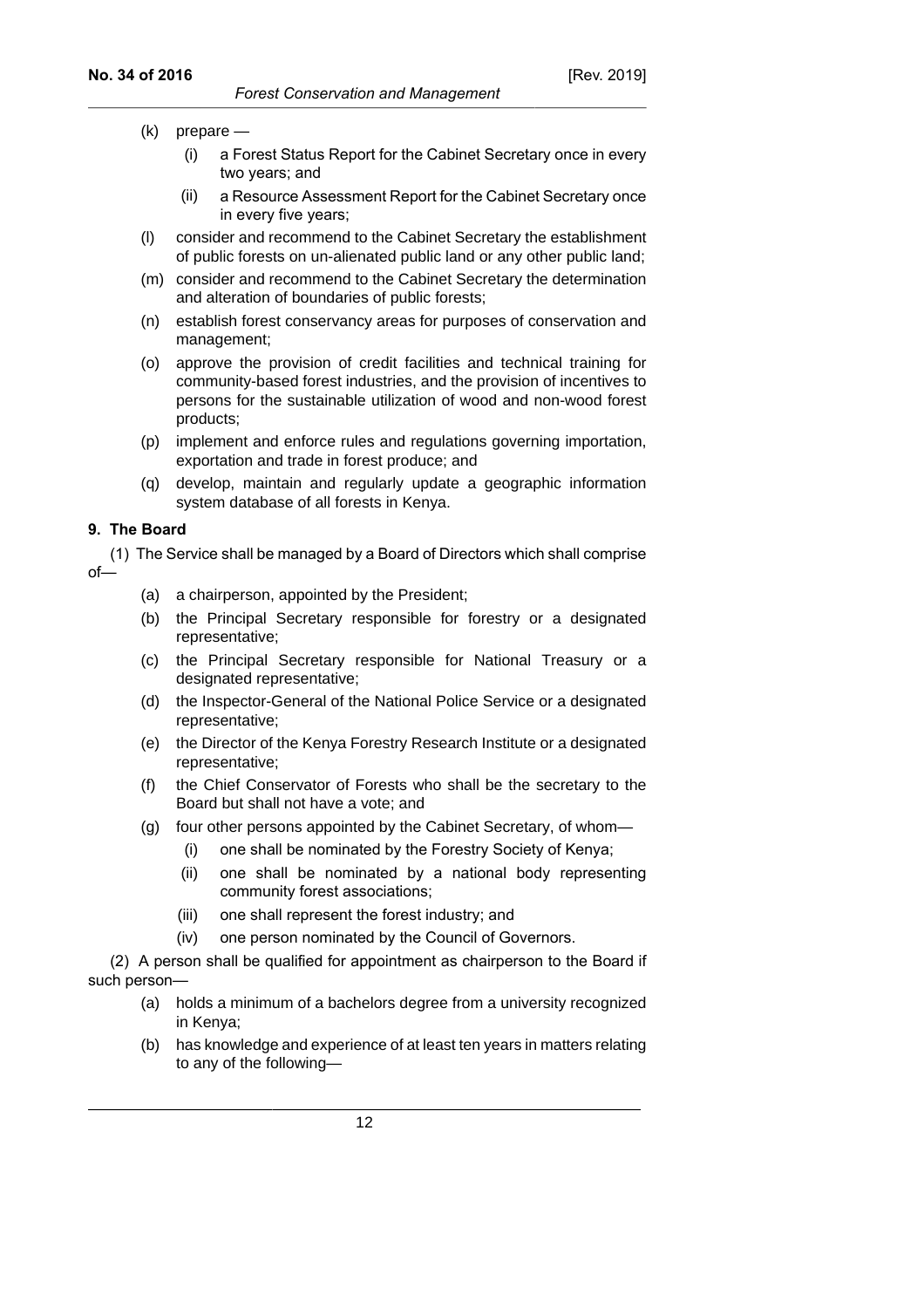(k) prepare —

   (i) a Forest Status Report for the Cabinet Secretary once in every two years; and

   (ii) a Resource Assessment Report for the Cabinet Secretary once in every five years;

(l) consider and recommend to the Cabinet Secretary the establishment of public forests on un-alienated public land or any other public land;

(m) consider and recommend to the Cabinet Secretary the determination and alteration of boundaries of public forests;

(n) establish forest conservancy areas for purposes of conservation and management;

(o) approve the provision of credit facilities and technical training for community-based forest industries, and the provision of incentives to persons for the sustainable utilization of wood and non-wood forest products;

(p) implement and enforce rules and regulations governing importation, exportation and trade in forest produce; and

(q) develop, maintain and regularly update a geographic information system database of all forests in Kenya.

**9. The Board**

(1) The Service shall be managed by a Board of Directors which shall comprise of—

(a) a chairperson, appointed by the President;

(b) the Principal Secretary responsible for forestry or a designated representative;

(c) the Principal Secretary responsible for National Treasury or a designated representative;

(d) the Inspector-General of the National Police Service or a designated representative;

(e) the Director of the Kenya Forestry Research Institute or a designated representative;

(f) the Chief Conservator of Forests who shall be the secretary to the Board but shall not have a vote; and

(g) four other persons appointed by the Cabinet Secretary, of whom—

   (i) one shall be nominated by the Forestry Society of Kenya;

   (ii) one shall be nominated by a national body representing community forest associations;

   (iii) one shall represent the forest industry; and

   (iv) one person nominated by the Council of Governors.

(2) A person shall be qualified for appointment as chairperson to the Board if such person—

(a) holds a minimum of a bachelors degree from a university recognized in Kenya;

(b) has knowledge and experience of at least ten years in matters relating to any of the following—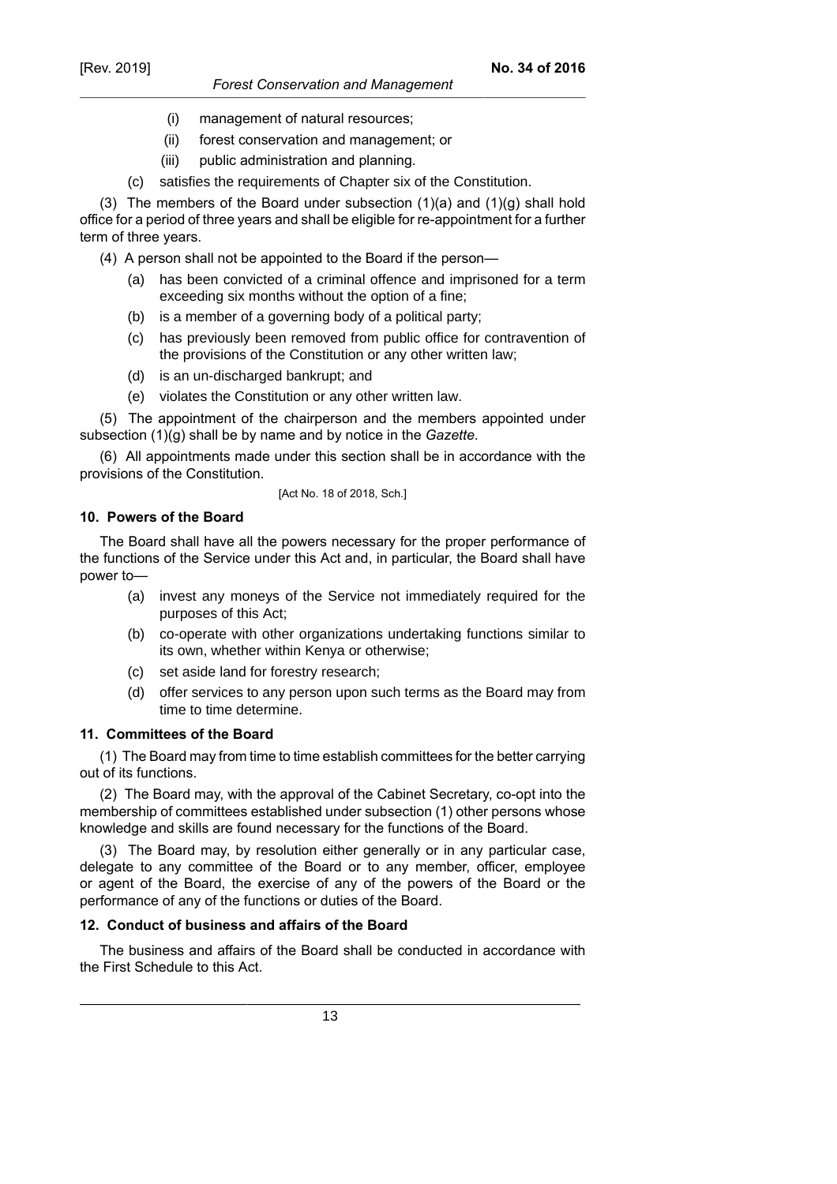- (i) management of natural resources;
- (ii) forest conservation and management; or
- (iii) public administration and planning.

(c) satisfies the requirements of Chapter six of the Constitution.

(3) The members of the Board under subsection (1)(a) and (1)(g) shall hold office for a period of three years and shall be eligible for re-appointment for a further term of three years.

(4) A person shall not be appointed to the Board if the person—

- (a) has been convicted of a criminal offence and imprisoned for a term exceeding six months without the option of a fine;
- (b) is a member of a governing body of a political party;
- (c) has previously been removed from public office for contravention of the provisions of the Constitution or any other written law;
- (d) is an un-discharged bankrupt; and
- (e) violates the Constitution or any other written law.

(5) The appointment of the chairperson and the members appointed under subsection (1)(g) shall be by name and by notice in the *Gazette*.

(6) All appointments made under this section shall be in accordance with the provisions of the Constitution.

[Act No. 18 of 2018, Sch.]

### 10. Powers of the Board

The Board shall have all the powers necessary for the proper performance of the functions of the Service under this Act and, in particular, the Board shall have power to—

- (a) invest any moneys of the Service not immediately required for the purposes of this Act;
- (b) co-operate with other organizations undertaking functions similar to its own, whether within Kenya or otherwise;
- (c) set aside land for forestry research;
- (d) offer services to any person upon such terms as the Board may from time to time determine.

### 11. Committees of the Board

(1) The Board may from time to time establish committees for the better carrying out of its functions.

(2) The Board may, with the approval of the Cabinet Secretary, co-opt into the membership of committees established under subsection (1) other persons whose knowledge and skills are found necessary for the functions of the Board.

(3) The Board may, by resolution either generally or in any particular case, delegate to any committee of the Board or to any member, officer, employee or agent of the Board, the exercise of any of the powers of the Board or the performance of any of the functions or duties of the Board.

### 12. Conduct of business and affairs of the Board

The business and affairs of the Board shall be conducted in accordance with the First Schedule to this Act.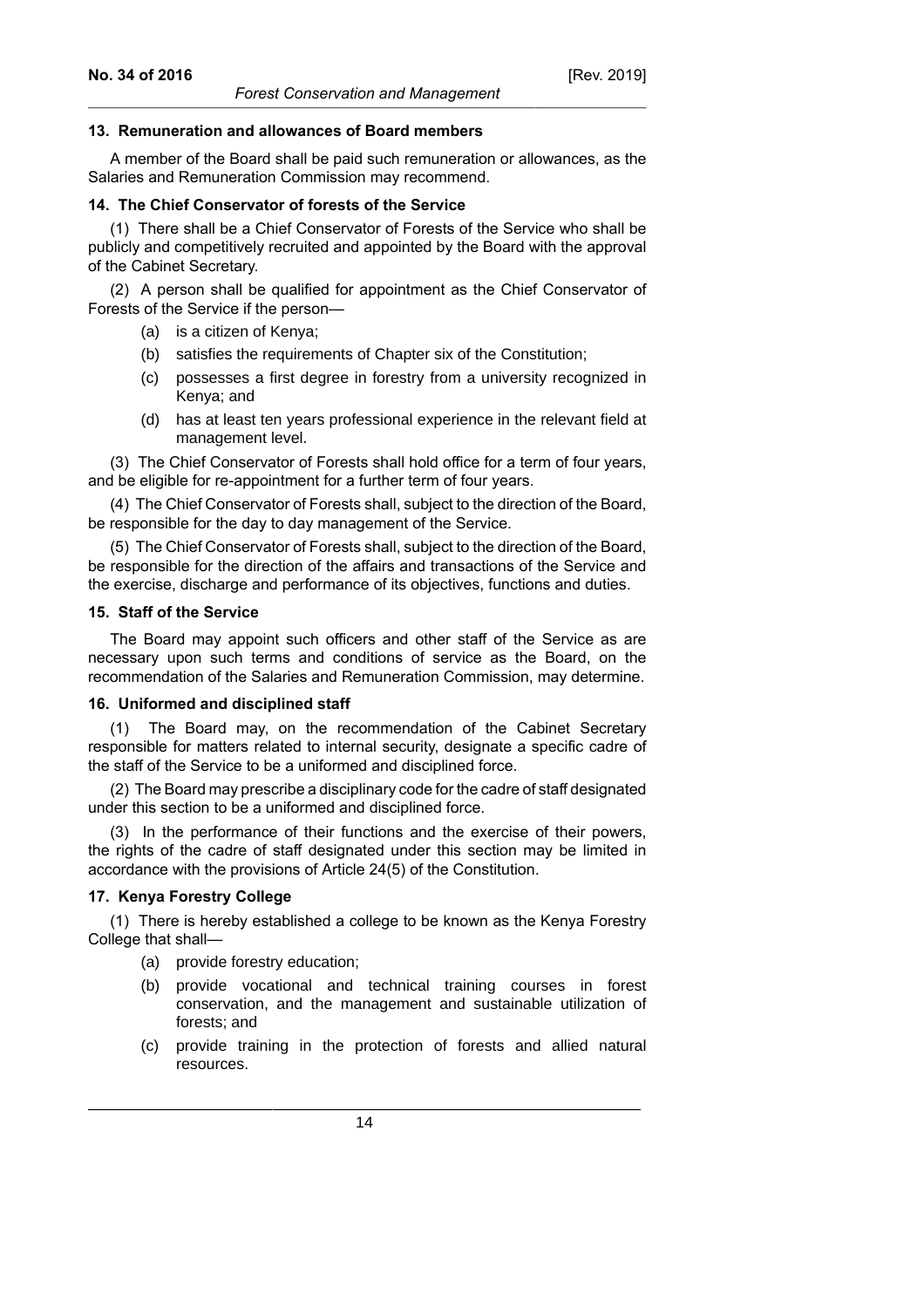**13. Remuneration and allowances of Board members**

A member of the Board shall be paid such remuneration or allowances, as the Salaries and Remuneration Commission may recommend.

**14. The Chief Conservator of forests of the Service**

(1) There shall be a Chief Conservator of Forests of the Service who shall be publicly and competitively recruited and appointed by the Board with the approval of the Cabinet Secretary.

(2) A person shall be qualified for appointment as the Chief Conservator of Forests of the Service if the person—

(a) is a citizen of Kenya;

(b) satisfies the requirements of Chapter six of the Constitution;

(c) possesses a first degree in forestry from a university recognized in Kenya; and

(d) has at least ten years professional experience in the relevant field at management level.

(3) The Chief Conservator of Forests shall hold office for a term of four years, and be eligible for re-appointment for a further term of four years.

(4) The Chief Conservator of Forests shall, subject to the direction of the Board, be responsible for the day to day management of the Service.

(5) The Chief Conservator of Forests shall, subject to the direction of the Board, be responsible for the direction of the affairs and transactions of the Service and the exercise, discharge and performance of its objectives, functions and duties.

**15. Staff of the Service**

The Board may appoint such officers and other staff of the Service as are necessary upon such terms and conditions of service as the Board, on the recommendation of the Salaries and Remuneration Commission, may determine.

**16. Uniformed and disciplined staff**

(1) The Board may, on the recommendation of the Cabinet Secretary responsible for matters related to internal security, designate a specific cadre of the staff of the Service to be a uniformed and disciplined force.

(2) The Board may prescribe a disciplinary code for the cadre of staff designated under this section to be a uniformed and disciplined force.

(3) In the performance of their functions and the exercise of their powers, the rights of the cadre of staff designated under this section may be limited in accordance with the provisions of Article 24(5) of the Constitution.

**17. Kenya Forestry College**

(1) There is hereby established a college to be known as the Kenya Forestry College that shall—

(a) provide forestry education;

(b) provide vocational and technical training courses in forest conservation, and the management and sustainable utilization of forests; and

(c) provide training in the protection of forests and allied natural resources.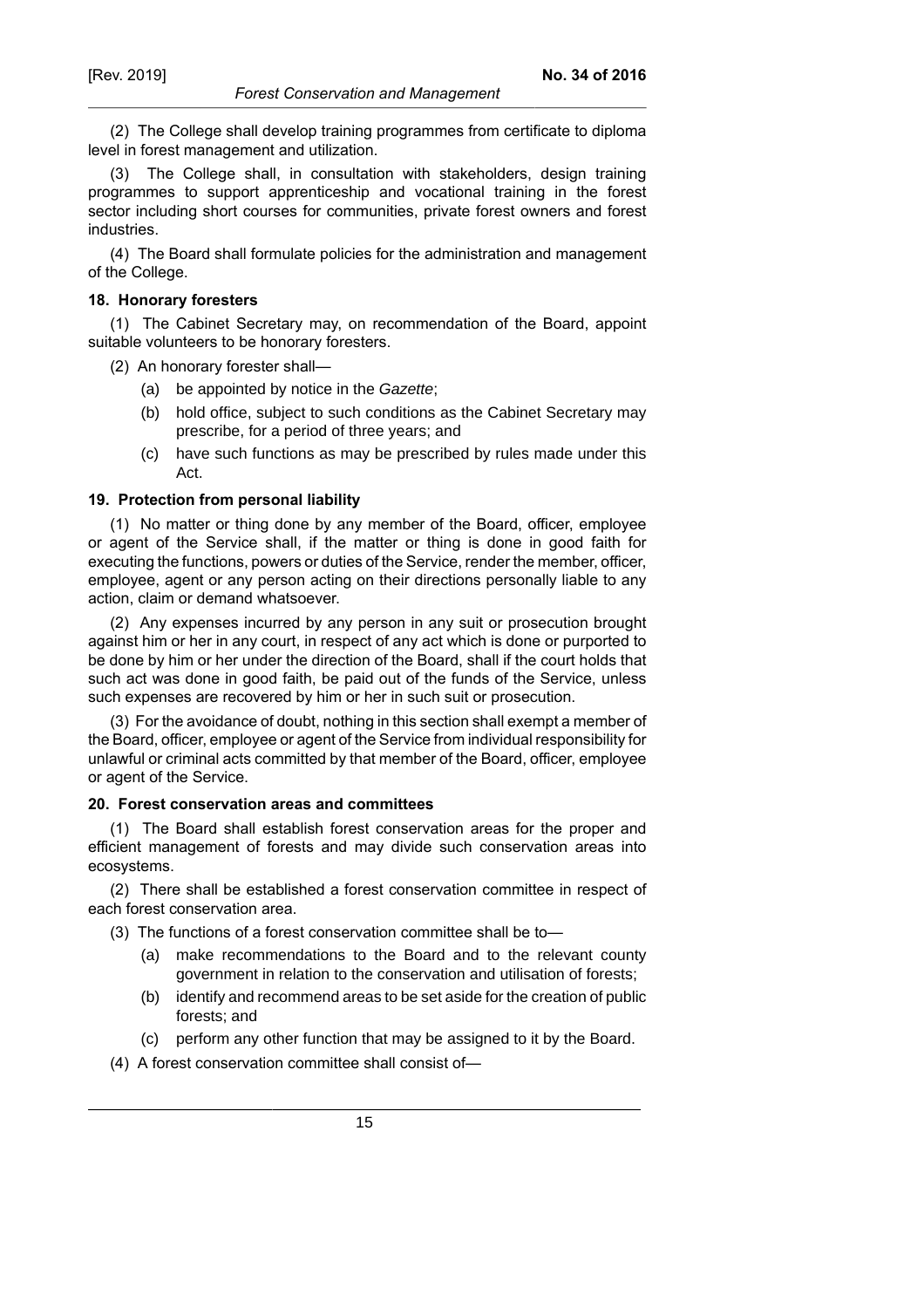(2) The College shall develop training programmes from certificate to diploma level in forest management and utilization.

(3) The College shall, in consultation with stakeholders, design training programmes to support apprenticeship and vocational training in the forest sector including short courses for communities, private forest owners and forest industries.

(4) The Board shall formulate policies for the administration and management of the College.

**18. Honorary foresters**

(1) The Cabinet Secretary may, on recommendation of the Board, appoint suitable volunteers to be honorary foresters.

(2) An honorary forester shall—

- (a) be appointed by notice in the *Gazette*;
- (b) hold office, subject to such conditions as the Cabinet Secretary may prescribe, for a period of three years; and
- (c) have such functions as may be prescribed by rules made under this Act.

**19. Protection from personal liability**

(1) No matter or thing done by any member of the Board, officer, employee or agent of the Service shall, if the matter or thing is done in good faith for executing the functions, powers or duties of the Service, render the member, officer, employee, agent or any person acting on their directions personally liable to any action, claim or demand whatsoever.

(2) Any expenses incurred by any person in any suit or prosecution brought against him or her in any court, in respect of any act which is done or purported to be done by him or her under the direction of the Board, shall if the court holds that such act was done in good faith, be paid out of the funds of the Service, unless such expenses are recovered by him or her in such suit or prosecution.

(3) For the avoidance of doubt, nothing in this section shall exempt a member of the Board, officer, employee or agent of the Service from individual responsibility for unlawful or criminal acts committed by that member of the Board, officer, employee or agent of the Service.

**20. Forest conservation areas and committees**

(1) The Board shall establish forest conservation areas for the proper and efficient management of forests and may divide such conservation areas into ecosystems.

(2) There shall be established a forest conservation committee in respect of each forest conservation area.

(3) The functions of a forest conservation committee shall be to—

- (a) make recommendations to the Board and to the relevant county government in relation to the conservation and utilisation of forests;
- (b) identify and recommend areas to be set aside for the creation of public forests; and
- (c) perform any other function that may be assigned to it by the Board.

(4) A forest conservation committee shall consist of—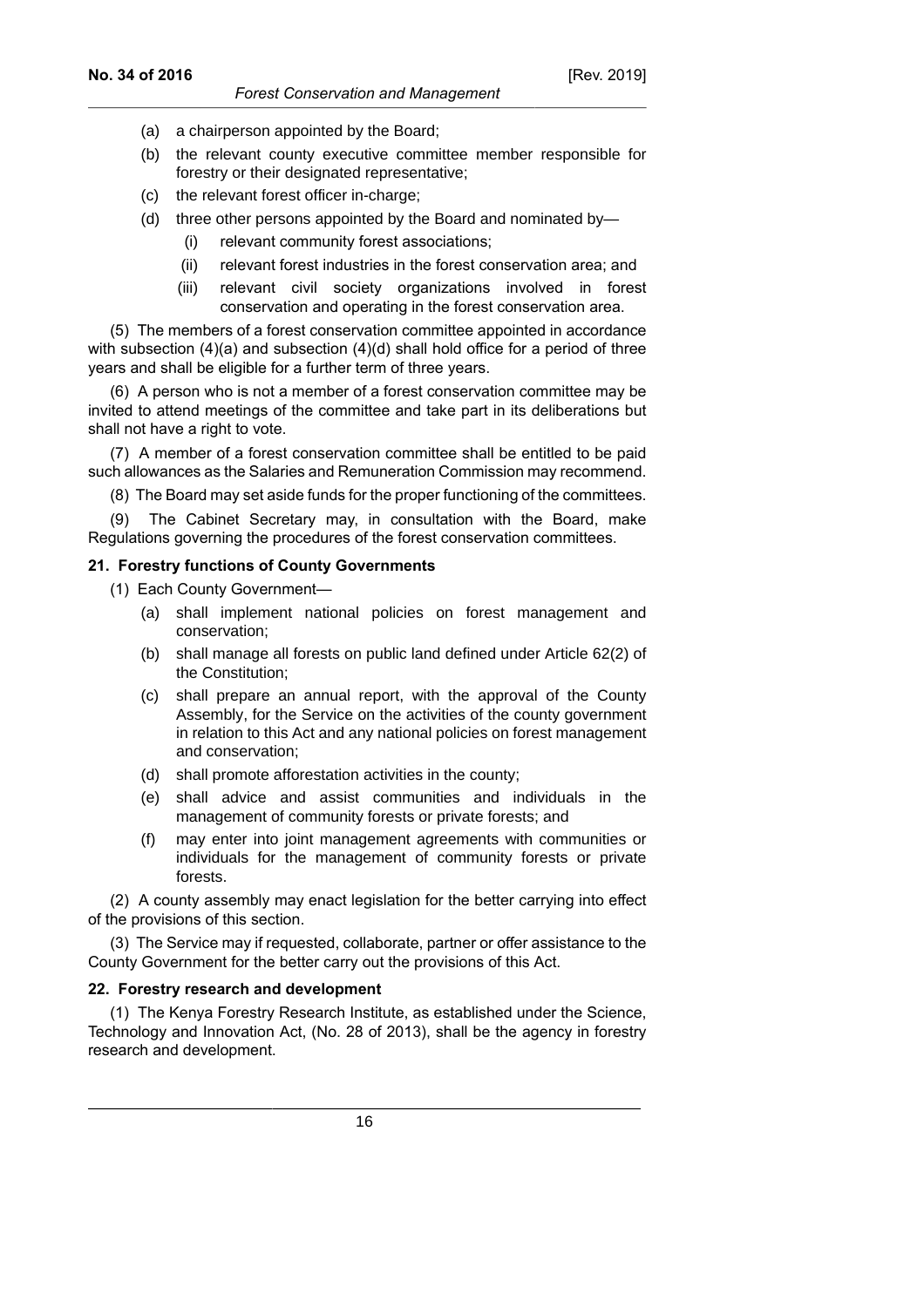(a) a chairperson appointed by the Board;

(b) the relevant county executive committee member responsible for forestry or their designated representative;

(c) the relevant forest officer in-charge;

(d) three other persons appointed by the Board and nominated by—

(i) relevant community forest associations;

(ii) relevant forest industries in the forest conservation area; and

(iii) relevant civil society organizations involved in forest conservation and operating in the forest conservation area.

(5) The members of a forest conservation committee appointed in accordance with subsection (4)(a) and subsection (4)(d) shall hold office for a period of three years and shall be eligible for a further term of three years.

(6) A person who is not a member of a forest conservation committee may be invited to attend meetings of the committee and take part in its deliberations but shall not have a right to vote.

(7) A member of a forest conservation committee shall be entitled to be paid such allowances as the Salaries and Remuneration Commission may recommend.

(8) The Board may set aside funds for the proper functioning of the committees.

(9) The Cabinet Secretary may, in consultation with the Board, make Regulations governing the procedures of the forest conservation committees.

**21. Forestry functions of County Governments**

(1) Each County Government—

(a) shall implement national policies on forest management and conservation;

(b) shall manage all forests on public land defined under Article 62(2) of the Constitution;

(c) shall prepare an annual report, with the approval of the County Assembly, for the Service on the activities of the county government in relation to this Act and any national policies on forest management and conservation;

(d) shall promote afforestation activities in the county;

(e) shall advice and assist communities and individuals in the management of community forests or private forests; and

(f) may enter into joint management agreements with communities or individuals for the management of community forests or private forests.

(2) A county assembly may enact legislation for the better carrying into effect of the provisions of this section.

(3) The Service may if requested, collaborate, partner or offer assistance to the County Government for the better carry out the provisions of this Act.

**22. Forestry research and development**

(1) The Kenya Forestry Research Institute, as established under the Science, Technology and Innovation Act, (No. 28 of 2013), shall be the agency in forestry research and development.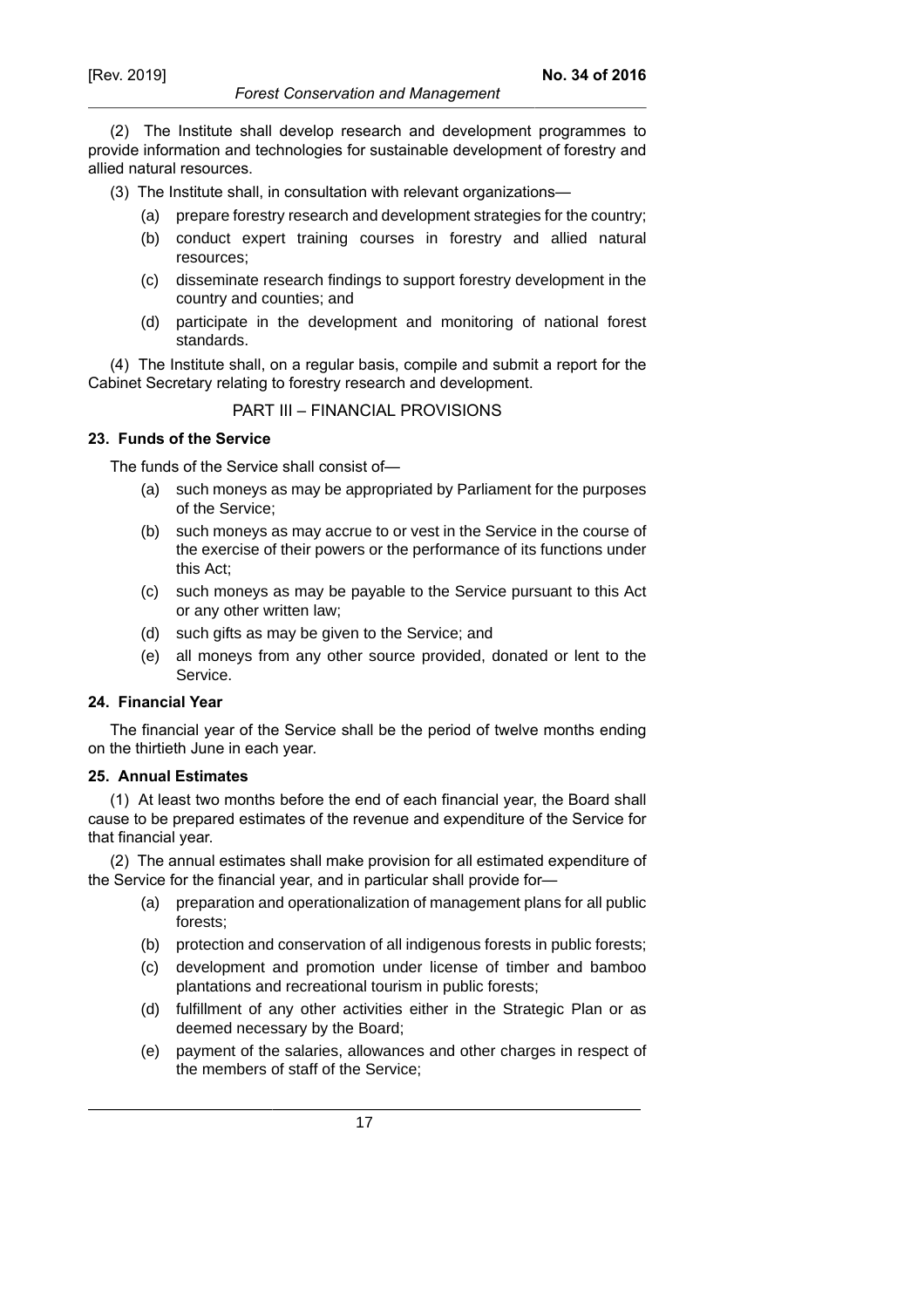(2) The Institute shall develop research and development programmes to provide information and technologies for sustainable development of forestry and allied natural resources.

(3) The Institute shall, in consultation with relevant organizations—

- (a) prepare forestry research and development strategies for the country;
- (b) conduct expert training courses in forestry and allied natural resources;
- (c) disseminate research findings to support forestry development in the country and counties; and
- (d) participate in the development and monitoring of national forest standards.

(4) The Institute shall, on a regular basis, compile and submit a report for the Cabinet Secretary relating to forestry research and development.

## PART III – FINANCIAL PROVISIONS

### 23. Funds of the Service

The funds of the Service shall consist of—

- (a) such moneys as may be appropriated by Parliament for the purposes of the Service;
- (b) such moneys as may accrue to or vest in the Service in the course of the exercise of their powers or the performance of its functions under this Act;
- (c) such moneys as may be payable to the Service pursuant to this Act or any other written law;
- (d) such gifts as may be given to the Service; and
- (e) all moneys from any other source provided, donated or lent to the Service.

### 24. Financial Year

The financial year of the Service shall be the period of twelve months ending on the thirtieth June in each year.

### 25. Annual Estimates

(1) At least two months before the end of each financial year, the Board shall cause to be prepared estimates of the revenue and expenditure of the Service for that financial year.

(2) The annual estimates shall make provision for all estimated expenditure of the Service for the financial year, and in particular shall provide for—

- (a) preparation and operationalization of management plans for all public forests;
- (b) protection and conservation of all indigenous forests in public forests;
- (c) development and promotion under license of timber and bamboo plantations and recreational tourism in public forests;
- (d) fulfillment of any other activities either in the Strategic Plan or as deemed necessary by the Board;
- (e) payment of the salaries, allowances and other charges in respect of the members of staff of the Service;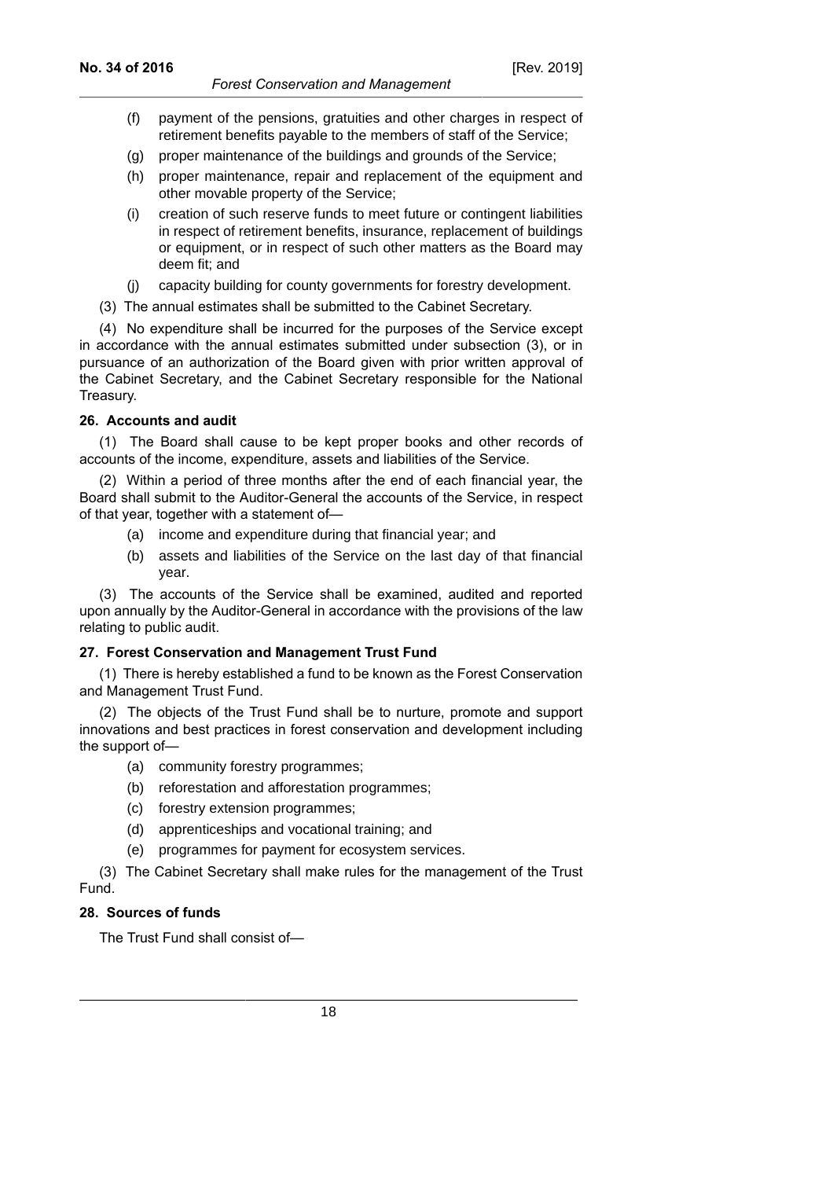(f) payment of the pensions, gratuities and other charges in respect of retirement benefits payable to the members of staff of the Service;

(g) proper maintenance of the buildings and grounds of the Service;

(h) proper maintenance, repair and replacement of the equipment and other movable property of the Service;

(i) creation of such reserve funds to meet future or contingent liabilities in respect of retirement benefits, insurance, replacement of buildings or equipment, or in respect of such other matters as the Board may deem fit; and

(j) capacity building for county governments for forestry development.

(3) The annual estimates shall be submitted to the Cabinet Secretary.

(4) No expenditure shall be incurred for the purposes of the Service except in accordance with the annual estimates submitted under subsection (3), or in pursuance of an authorization of the Board given with prior written approval of the Cabinet Secretary, and the Cabinet Secretary responsible for the National Treasury.

**26. Accounts and audit**

(1) The Board shall cause to be kept proper books and other records of accounts of the income, expenditure, assets and liabilities of the Service.

(2) Within a period of three months after the end of each financial year, the Board shall submit to the Auditor-General the accounts of the Service, in respect of that year, together with a statement of—

(a) income and expenditure during that financial year; and

(b) assets and liabilities of the Service on the last day of that financial year.

(3) The accounts of the Service shall be examined, audited and reported upon annually by the Auditor-General in accordance with the provisions of the law relating to public audit.

**27. Forest Conservation and Management Trust Fund**

(1) There is hereby established a fund to be known as the Forest Conservation and Management Trust Fund.

(2) The objects of the Trust Fund shall be to nurture, promote and support innovations and best practices in forest conservation and development including the support of—

(a) community forestry programmes;

(b) reforestation and afforestation programmes;

(c) forestry extension programmes;

(d) apprenticeships and vocational training; and

(e) programmes for payment for ecosystem services.

(3) The Cabinet Secretary shall make rules for the management of the Trust Fund.

**28. Sources of funds**

The Trust Fund shall consist of—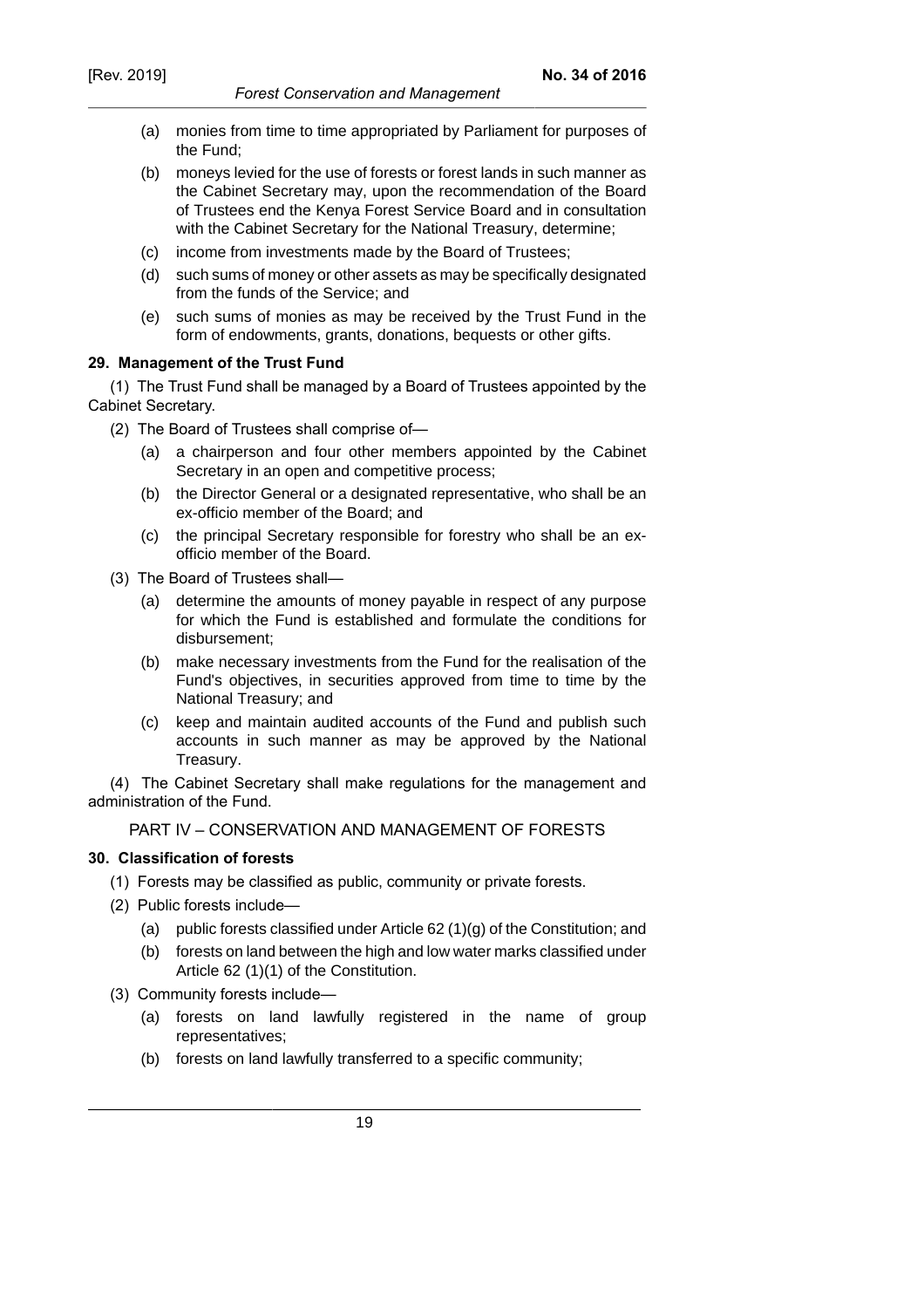(a) monies from time to time appropriated by Parliament for purposes of the Fund;

(b) moneys levied for the use of forests or forest lands in such manner as the Cabinet Secretary may, upon the recommendation of the Board of Trustees end the Kenya Forest Service Board and in consultation with the Cabinet Secretary for the National Treasury, determine;

(c) income from investments made by the Board of Trustees;

(d) such sums of money or other assets as may be specifically designated from the funds of the Service; and

(e) such sums of monies as may be received by the Trust Fund in the form of endowments, grants, donations, bequests or other gifts.

**29. Management of the Trust Fund**

(1) The Trust Fund shall be managed by a Board of Trustees appointed by the Cabinet Secretary.

(2) The Board of Trustees shall comprise of—

(a) a chairperson and four other members appointed by the Cabinet Secretary in an open and competitive process;

(b) the Director General or a designated representative, who shall be an ex-officio member of the Board; and

(c) the principal Secretary responsible for forestry who shall be an ex-officio member of the Board.

(3) The Board of Trustees shall—

(a) determine the amounts of money payable in respect of any purpose for which the Fund is established and formulate the conditions for disbursement;

(b) make necessary investments from the Fund for the realisation of the Fund's objectives, in securities approved from time to time by the National Treasury; and

(c) keep and maintain audited accounts of the Fund and publish such accounts in such manner as may be approved by the National Treasury.

(4) The Cabinet Secretary shall make regulations for the management and administration of the Fund.

PART IV – CONSERVATION AND MANAGEMENT OF FORESTS

**30. Classification of forests**

(1) Forests may be classified as public, community or private forests.

(2) Public forests include—

(a) public forests classified under Article 62 (1)(g) of the Constitution; and

(b) forests on land between the high and low water marks classified under Article 62 (1)(1) of the Constitution.

(3) Community forests include—

(a) forests on land lawfully registered in the name of group representatives;

(b) forests on land lawfully transferred to a specific community;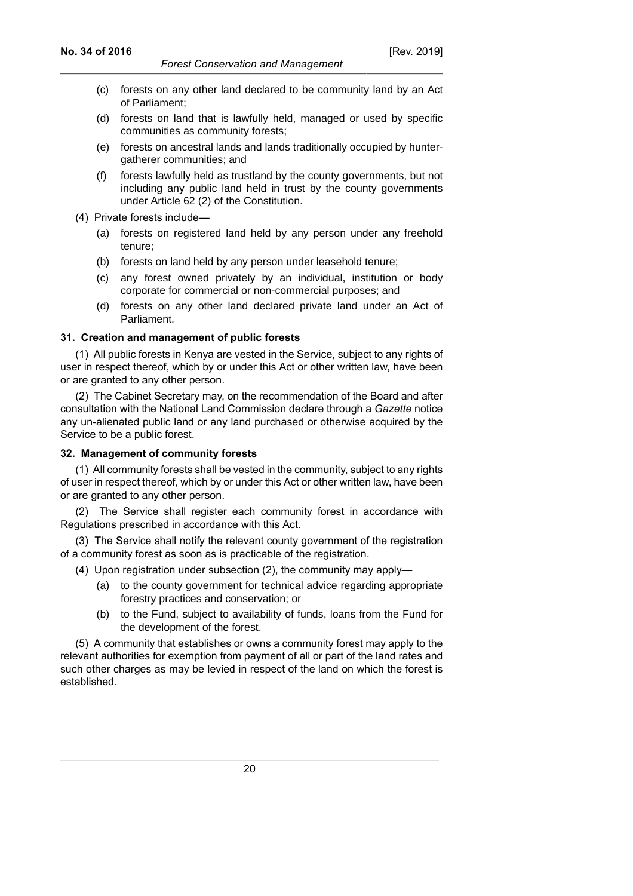(c) forests on any other land declared to be community land by an Act of Parliament;

(d) forests on land that is lawfully held, managed or used by specific communities as community forests;

(e) forests on ancestral lands and lands traditionally occupied by hunter-gatherer communities; and

(f) forests lawfully held as trustland by the county governments, but not including any public land held in trust by the county governments under Article 62 (2) of the Constitution.

(4) Private forests include—

(a) forests on registered land held by any person under any freehold tenure;

(b) forests on land held by any person under leasehold tenure;

(c) any forest owned privately by an individual, institution or body corporate for commercial or non-commercial purposes; and

(d) forests on any other land declared private land under an Act of Parliament.

**31. Creation and management of public forests**

(1) All public forests in Kenya are vested in the Service, subject to any rights of user in respect thereof, which by or under this Act or other written law, have been or are granted to any other person.

(2) The Cabinet Secretary may, on the recommendation of the Board and after consultation with the National Land Commission declare through a *Gazette* notice any un-alienated public land or any land purchased or otherwise acquired by the Service to be a public forest.

**32. Management of community forests**

(1) All community forests shall be vested in the community, subject to any rights of user in respect thereof, which by or under this Act or other written law, have been or are granted to any other person.

(2) The Service shall register each community forest in accordance with Regulations prescribed in accordance with this Act.

(3) The Service shall notify the relevant county government of the registration of a community forest as soon as is practicable of the registration.

(4) Upon registration under subsection (2), the community may apply—

(a) to the county government for technical advice regarding appropriate forestry practices and conservation; or

(b) to the Fund, subject to availability of funds, loans from the Fund for the development of the forest.

(5) A community that establishes or owns a community forest may apply to the relevant authorities for exemption from payment of all or part of the land rates and such other charges as may be levied in respect of the land on which the forest is established.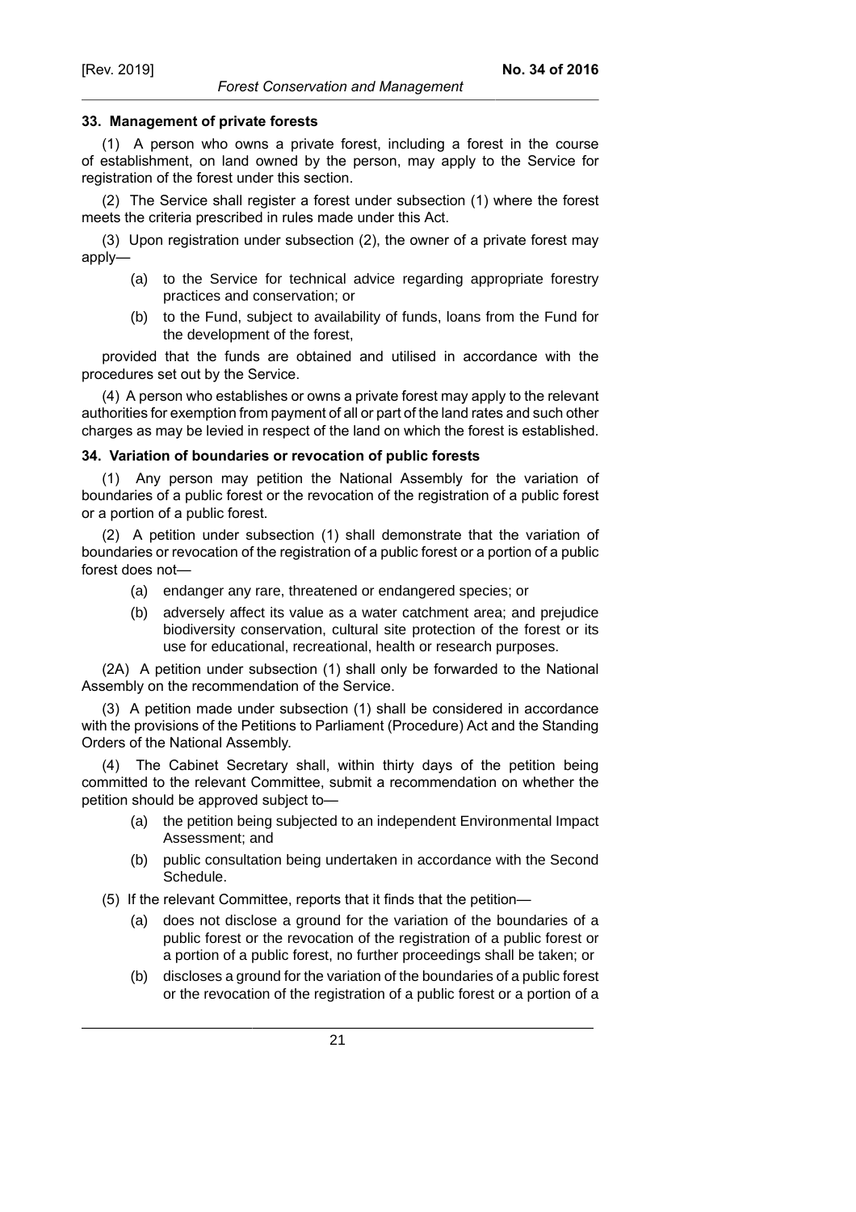### 33. Management of private forests

(1) A person who owns a private forest, including a forest in the course of establishment, on land owned by the person, may apply to the Service for registration of the forest under this section.

(2) The Service shall register a forest under subsection (1) where the forest meets the criteria prescribed in rules made under this Act.

(3) Upon registration under subsection (2), the owner of a private forest may apply—

- (a) to the Service for technical advice regarding appropriate forestry practices and conservation; or
- (b) to the Fund, subject to availability of funds, loans from the Fund for the development of the forest,

provided that the funds are obtained and utilised in accordance with the procedures set out by the Service.

(4) A person who establishes or owns a private forest may apply to the relevant authorities for exemption from payment of all or part of the land rates and such other charges as may be levied in respect of the land on which the forest is established.

### 34. Variation of boundaries or revocation of public forests

(1) Any person may petition the National Assembly for the variation of boundaries of a public forest or the revocation of the registration of a public forest or a portion of a public forest.

(2) A petition under subsection (1) shall demonstrate that the variation of boundaries or revocation of the registration of a public forest or a portion of a public forest does not—

- (a) endanger any rare, threatened or endangered species; or
- (b) adversely affect its value as a water catchment area; and prejudice biodiversity conservation, cultural site protection of the forest or its use for educational, recreational, health or research purposes.

(2A) A petition under subsection (1) shall only be forwarded to the National Assembly on the recommendation of the Service.

(3) A petition made under subsection (1) shall be considered in accordance with the provisions of the Petitions to Parliament (Procedure) Act and the Standing Orders of the National Assembly.

(4) The Cabinet Secretary shall, within thirty days of the petition being committed to the relevant Committee, submit a recommendation on whether the petition should be approved subject to—

- (a) the petition being subjected to an independent Environmental Impact Assessment; and
- (b) public consultation being undertaken in accordance with the Second Schedule.

(5) If the relevant Committee, reports that it finds that the petition—

- (a) does not disclose a ground for the variation of the boundaries of a public forest or the revocation of the registration of a public forest or a portion of a public forest, no further proceedings shall be taken; or
- (b) discloses a ground for the variation of the boundaries of a public forest or the revocation of the registration of a public forest or a portion of a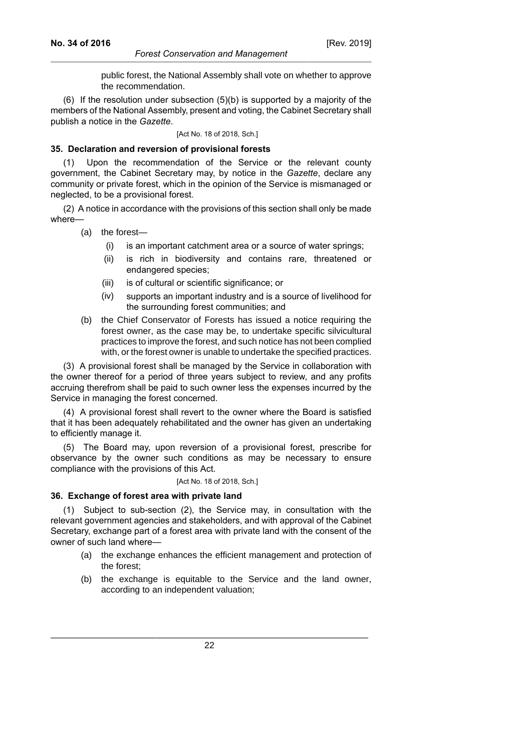public forest, the National Assembly shall vote on whether to approve the recommendation.

(6) If the resolution under subsection (5)(b) is supported by a majority of the members of the National Assembly, present and voting, the Cabinet Secretary shall publish a notice in the *Gazette*.

[Act No. 18 of 2018, Sch.]

### 35. Declaration and reversion of provisional forests

(1) Upon the recommendation of the Service or the relevant county government, the Cabinet Secretary may, by notice in the *Gazette*, declare any community or private forest, which in the opinion of the Service is mismanaged or neglected, to be a provisional forest.

(2) A notice in accordance with the provisions of this section shall only be made where—

(a) the forest—

(i) is an important catchment area or a source of water springs;

(ii) is rich in biodiversity and contains rare, threatened or endangered species;

(iii) is of cultural or scientific significance; or

(iv) supports an important industry and is a source of livelihood for the surrounding forest communities; and

(b) the Chief Conservator of Forests has issued a notice requiring the forest owner, as the case may be, to undertake specific silvicultural practices to improve the forest, and such notice has not been complied with, or the forest owner is unable to undertake the specified practices.

(3) A provisional forest shall be managed by the Service in collaboration with the owner thereof for a period of three years subject to review, and any profits accruing therefrom shall be paid to such owner less the expenses incurred by the Service in managing the forest concerned.

(4) A provisional forest shall revert to the owner where the Board is satisfied that it has been adequately rehabilitated and the owner has given an undertaking to efficiently manage it.

(5) The Board may, upon reversion of a provisional forest, prescribe for observance by the owner such conditions as may be necessary to ensure compliance with the provisions of this Act.

[Act No. 18 of 2018, Sch.]

### 36. Exchange of forest area with private land

(1) Subject to sub-section (2), the Service may, in consultation with the relevant government agencies and stakeholders, and with approval of the Cabinet Secretary, exchange part of a forest area with private land with the consent of the owner of such land where—

(a) the exchange enhances the efficient management and protection of the forest;

(b) the exchange is equitable to the Service and the land owner, according to an independent valuation;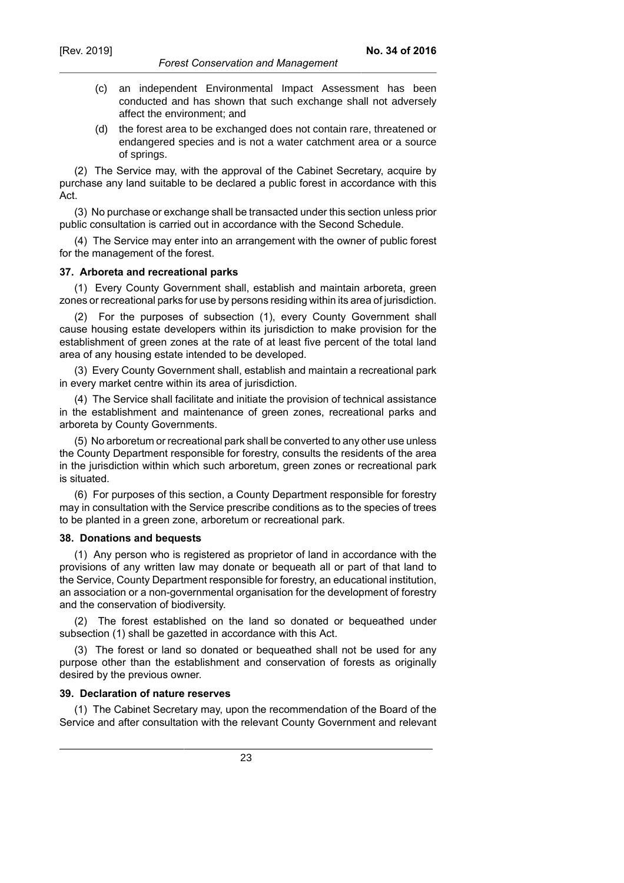(c) an independent Environmental Impact Assessment has been conducted and has shown that such exchange shall not adversely affect the environment; and

(d) the forest area to be exchanged does not contain rare, threatened or endangered species and is not a water catchment area or a source of springs.

(2) The Service may, with the approval of the Cabinet Secretary, acquire by purchase any land suitable to be declared a public forest in accordance with this Act.

(3) No purchase or exchange shall be transacted under this section unless prior public consultation is carried out in accordance with the Second Schedule.

(4) The Service may enter into an arrangement with the owner of public forest for the management of the forest.

**37. Arboreta and recreational parks**

(1) Every County Government shall, establish and maintain arboreta, green zones or recreational parks for use by persons residing within its area of jurisdiction.

(2) For the purposes of subsection (1), every County Government shall cause housing estate developers within its jurisdiction to make provision for the establishment of green zones at the rate of at least five percent of the total land area of any housing estate intended to be developed.

(3) Every County Government shall, establish and maintain a recreational park in every market centre within its area of jurisdiction.

(4) The Service shall facilitate and initiate the provision of technical assistance in the establishment and maintenance of green zones, recreational parks and arboreta by County Governments.

(5) No arboretum or recreational park shall be converted to any other use unless the County Department responsible for forestry, consults the residents of the area in the jurisdiction within which such arboretum, green zones or recreational park is situated.

(6) For purposes of this section, a County Department responsible for forestry may in consultation with the Service prescribe conditions as to the species of trees to be planted in a green zone, arboretum or recreational park.

**38. Donations and bequests**

(1) Any person who is registered as proprietor of land in accordance with the provisions of any written law may donate or bequeath all or part of that land to the Service, County Department responsible for forestry, an educational institution, an association or a non-governmental organisation for the development of forestry and the conservation of biodiversity.

(2) The forest established on the land so donated or bequeathed under subsection (1) shall be gazetted in accordance with this Act.

(3) The forest or land so donated or bequeathed shall not be used for any purpose other than the establishment and conservation of forests as originally desired by the previous owner.

**39. Declaration of nature reserves**

(1) The Cabinet Secretary may, upon the recommendation of the Board of the Service and after consultation with the relevant County Government and relevant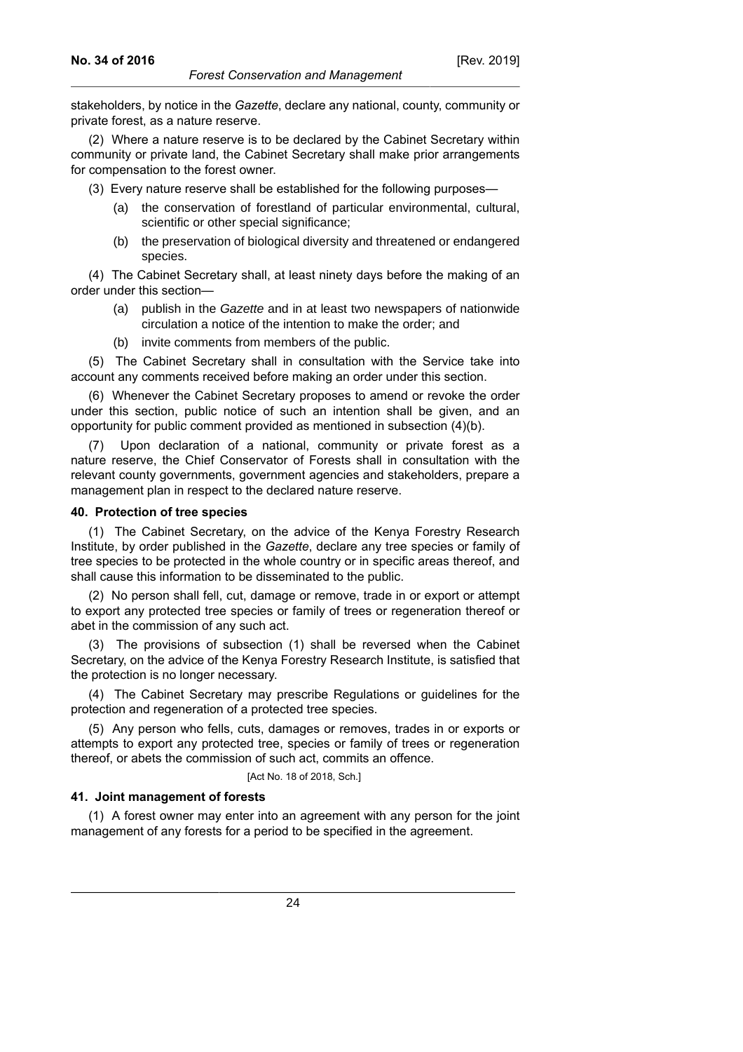stakeholders, by notice in the *Gazette*, declare any national, county, community or private forest, as a nature reserve.

(2) Where a nature reserve is to be declared by the Cabinet Secretary within community or private land, the Cabinet Secretary shall make prior arrangements for compensation to the forest owner.

(3) Every nature reserve shall be established for the following purposes—

- (a) the conservation of forestland of particular environmental, cultural, scientific or other special significance;
- (b) the preservation of biological diversity and threatened or endangered species.

(4) The Cabinet Secretary shall, at least ninety days before the making of an order under this section—

- (a) publish in the *Gazette* and in at least two newspapers of nationwide circulation a notice of the intention to make the order; and
- (b) invite comments from members of the public.

(5) The Cabinet Secretary shall in consultation with the Service take into account any comments received before making an order under this section.

(6) Whenever the Cabinet Secretary proposes to amend or revoke the order under this section, public notice of such an intention shall be given, and an opportunity for public comment provided as mentioned in subsection (4)(b).

(7) Upon declaration of a national, community or private forest as a nature reserve, the Chief Conservator of Forests shall in consultation with the relevant county governments, government agencies and stakeholders, prepare a management plan in respect to the declared nature reserve.

#### 40. Protection of tree species

(1) The Cabinet Secretary, on the advice of the Kenya Forestry Research Institute, by order published in the *Gazette*, declare any tree species or family of tree species to be protected in the whole country or in specific areas thereof, and shall cause this information to be disseminated to the public.

(2) No person shall fell, cut, damage or remove, trade in or export or attempt to export any protected tree species or family of trees or regeneration thereof or abet in the commission of any such act.

(3) The provisions of subsection (1) shall be reversed when the Cabinet Secretary, on the advice of the Kenya Forestry Research Institute, is satisfied that the protection is no longer necessary.

(4) The Cabinet Secretary may prescribe Regulations or guidelines for the protection and regeneration of a protected tree species.

(5) Any person who fells, cuts, damages or removes, trades in or exports or attempts to export any protected tree, species or family of trees or regeneration thereof, or abets the commission of such act, commits an offence.

[Act No. 18 of 2018, Sch.]

#### 41. Joint management of forests

(1) A forest owner may enter into an agreement with any person for the joint management of any forests for a period to be specified in the agreement.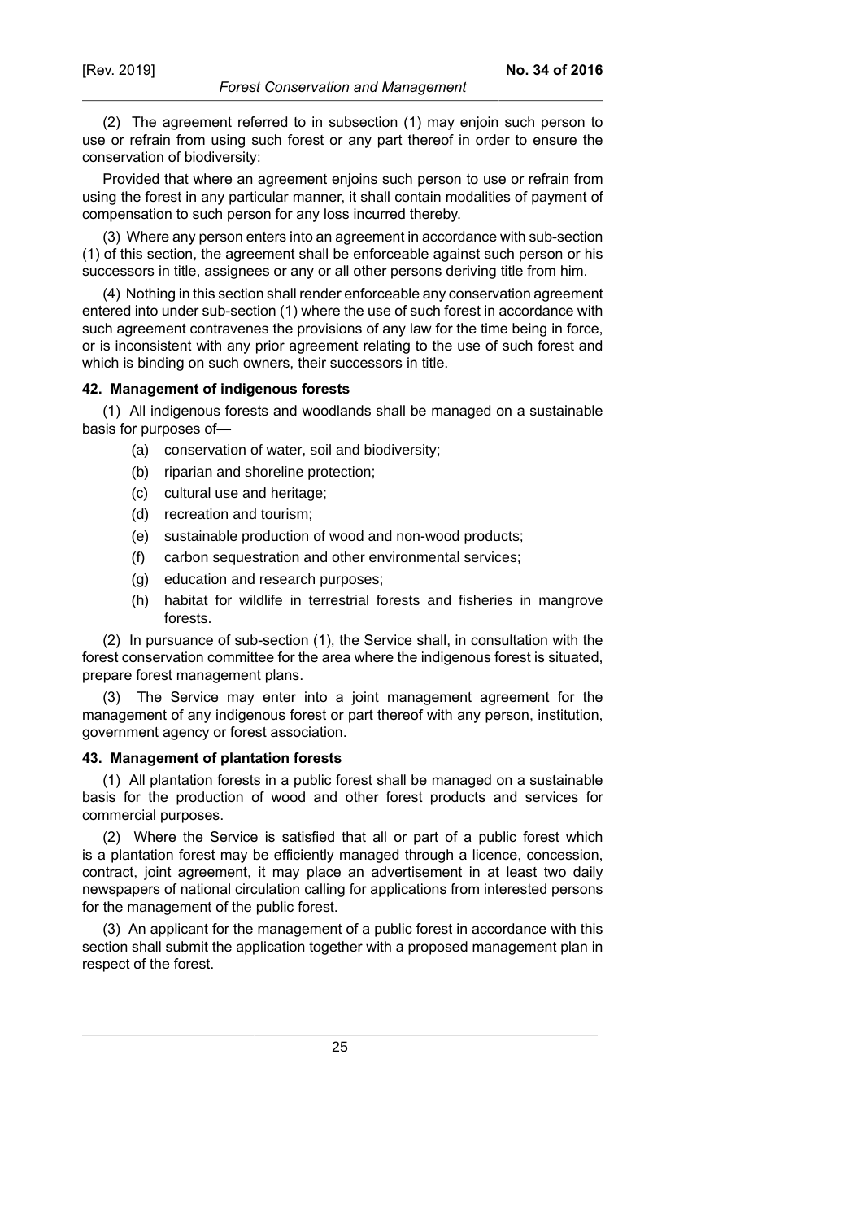(2) The agreement referred to in subsection (1) may enjoin such person to use or refrain from using such forest or any part thereof in order to ensure the conservation of biodiversity:

Provided that where an agreement enjoins such person to use or refrain from using the forest in any particular manner, it shall contain modalities of payment of compensation to such person for any loss incurred thereby.

(3) Where any person enters into an agreement in accordance with sub-section (1) of this section, the agreement shall be enforceable against such person or his successors in title, assignees or any or all other persons deriving title from him.

(4) Nothing in this section shall render enforceable any conservation agreement entered into under sub-section (1) where the use of such forest in accordance with such agreement contravenes the provisions of any law for the time being in force, or is inconsistent with any prior agreement relating to the use of such forest and which is binding on such owners, their successors in title.

**42. Management of indigenous forests**

(1) All indigenous forests and woodlands shall be managed on a sustainable basis for purposes of—

(a) conservation of water, soil and biodiversity;

(b) riparian and shoreline protection;

(c) cultural use and heritage;

(d) recreation and tourism;

(e) sustainable production of wood and non-wood products;

(f) carbon sequestration and other environmental services;

(g) education and research purposes;

(h) habitat for wildlife in terrestrial forests and fisheries in mangrove forests.

(2) In pursuance of sub-section (1), the Service shall, in consultation with the forest conservation committee for the area where the indigenous forest is situated, prepare forest management plans.

(3) The Service may enter into a joint management agreement for the management of any indigenous forest or part thereof with any person, institution, government agency or forest association.

**43. Management of plantation forests**

(1) All plantation forests in a public forest shall be managed on a sustainable basis for the production of wood and other forest products and services for commercial purposes.

(2) Where the Service is satisfied that all or part of a public forest which is a plantation forest may be efficiently managed through a licence, concession, contract, joint agreement, it may place an advertisement in at least two daily newspapers of national circulation calling for applications from interested persons for the management of the public forest.

(3) An applicant for the management of a public forest in accordance with this section shall submit the application together with a proposed management plan in respect of the forest.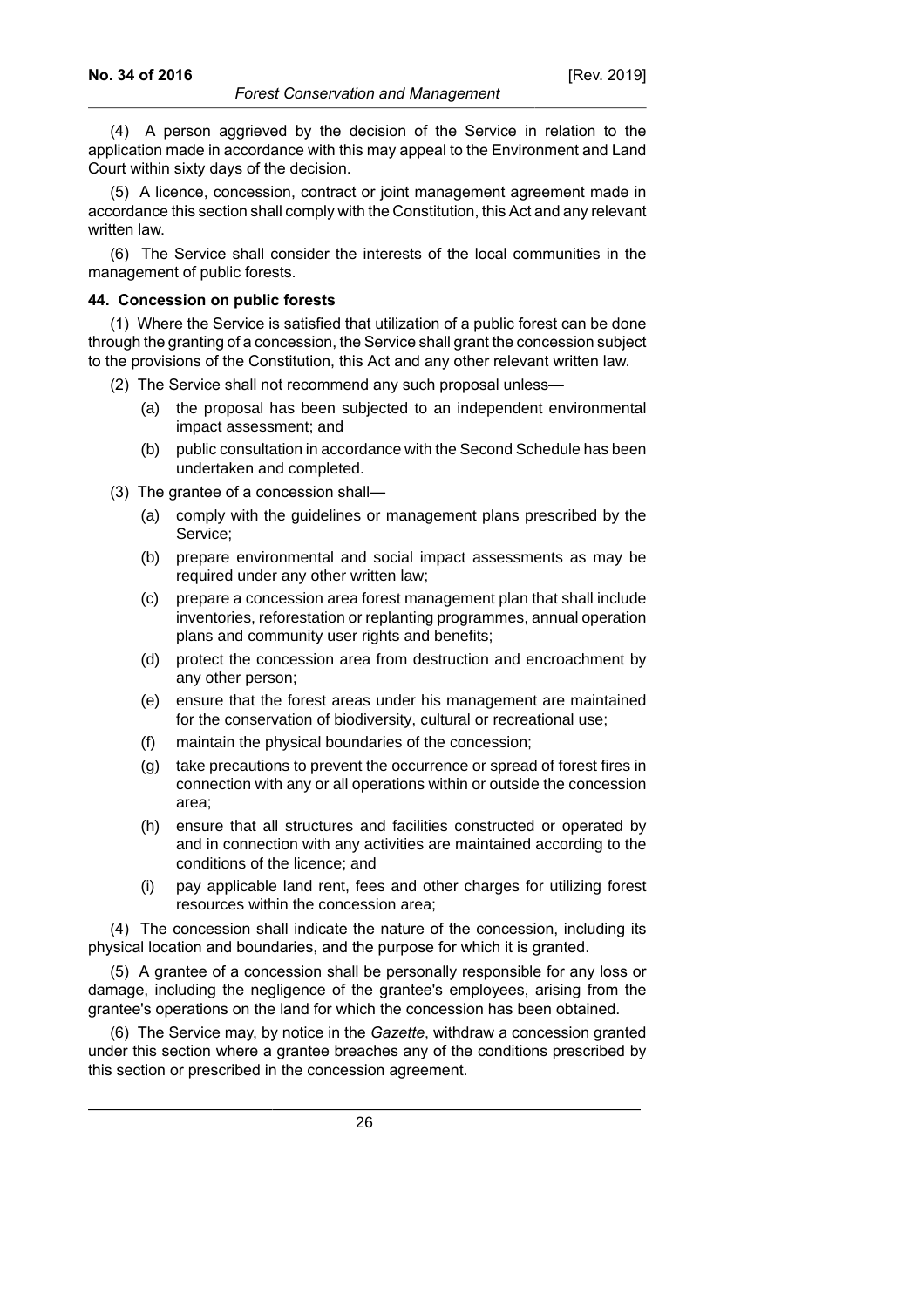(4) A person aggrieved by the decision of the Service in relation to the application made in accordance with this may appeal to the Environment and Land Court within sixty days of the decision.

(5) A licence, concession, contract or joint management agreement made in accordance this section shall comply with the Constitution, this Act and any relevant written law.

(6) The Service shall consider the interests of the local communities in the management of public forests.

**44. Concession on public forests**

(1) Where the Service is satisfied that utilization of a public forest can be done through the granting of a concession, the Service shall grant the concession subject to the provisions of the Constitution, this Act and any other relevant written law.

(2) The Service shall not recommend any such proposal unless—

- (a) the proposal has been subjected to an independent environmental impact assessment; and
- (b) public consultation in accordance with the Second Schedule has been undertaken and completed.

(3) The grantee of a concession shall—

- (a) comply with the guidelines or management plans prescribed by the Service;
- (b) prepare environmental and social impact assessments as may be required under any other written law;
- (c) prepare a concession area forest management plan that shall include inventories, reforestation or replanting programmes, annual operation plans and community user rights and benefits;
- (d) protect the concession area from destruction and encroachment by any other person;
- (e) ensure that the forest areas under his management are maintained for the conservation of biodiversity, cultural or recreational use;
- (f) maintain the physical boundaries of the concession;
- (g) take precautions to prevent the occurrence or spread of forest fires in connection with any or all operations within or outside the concession area;
- (h) ensure that all structures and facilities constructed or operated by and in connection with any activities are maintained according to the conditions of the licence; and
- (i) pay applicable land rent, fees and other charges for utilizing forest resources within the concession area;

(4) The concession shall indicate the nature of the concession, including its physical location and boundaries, and the purpose for which it is granted.

(5) A grantee of a concession shall be personally responsible for any loss or damage, including the negligence of the grantee's employees, arising from the grantee's operations on the land for which the concession has been obtained.

(6) The Service may, by notice in the *Gazette*, withdraw a concession granted under this section where a grantee breaches any of the conditions prescribed by this section or prescribed in the concession agreement.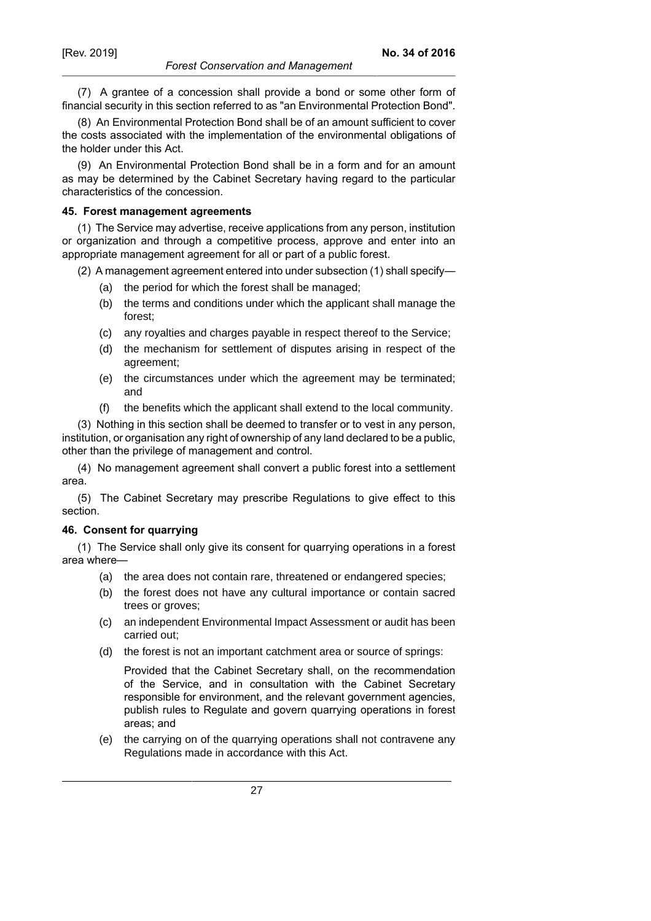(7) A grantee of a concession shall provide a bond or some other form of financial security in this section referred to as "an Environmental Protection Bond".

(8) An Environmental Protection Bond shall be of an amount sufficient to cover the costs associated with the implementation of the environmental obligations of the holder under this Act.

(9) An Environmental Protection Bond shall be in a form and for an amount as may be determined by the Cabinet Secretary having regard to the particular characteristics of the concession.

**45. Forest management agreements**

(1) The Service may advertise, receive applications from any person, institution or organization and through a competitive process, approve and enter into an appropriate management agreement for all or part of a public forest.

(2) A management agreement entered into under subsection (1) shall specify—

(a) the period for which the forest shall be managed;

(b) the terms and conditions under which the applicant shall manage the forest;

(c) any royalties and charges payable in respect thereof to the Service;

(d) the mechanism for settlement of disputes arising in respect of the agreement;

(e) the circumstances under which the agreement may be terminated; and

(f) the benefits which the applicant shall extend to the local community.

(3) Nothing in this section shall be deemed to transfer or to vest in any person, institution, or organisation any right of ownership of any land declared to be a public, other than the privilege of management and control.

(4) No management agreement shall convert a public forest into a settlement area.

(5) The Cabinet Secretary may prescribe Regulations to give effect to this section.

**46. Consent for quarrying**

(1) The Service shall only give its consent for quarrying operations in a forest area where—

(a) the area does not contain rare, threatened or endangered species;

(b) the forest does not have any cultural importance or contain sacred trees or groves;

(c) an independent Environmental Impact Assessment or audit has been carried out;

(d) the forest is not an important catchment area or source of springs:

Provided that the Cabinet Secretary shall, on the recommendation of the Service, and in consultation with the Cabinet Secretary responsible for environment, and the relevant government agencies, publish rules to Regulate and govern quarrying operations in forest areas; and

(e) the carrying on of the quarrying operations shall not contravene any Regulations made in accordance with this Act.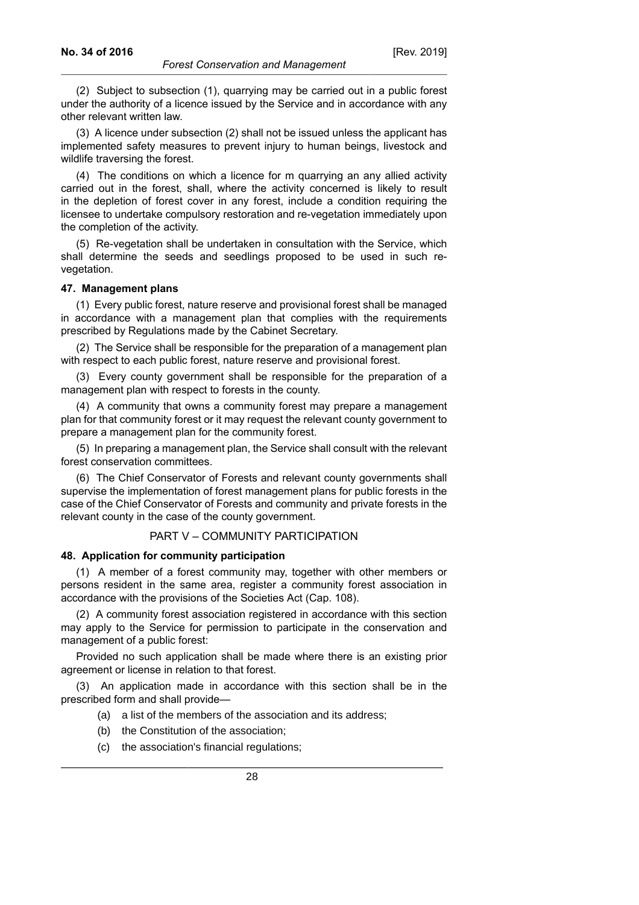(2) Subject to subsection (1), quarrying may be carried out in a public forest under the authority of a licence issued by the Service and in accordance with any other relevant written law.

(3) A licence under subsection (2) shall not be issued unless the applicant has implemented safety measures to prevent injury to human beings, livestock and wildlife traversing the forest.

(4) The conditions on which a licence for m quarrying an any allied activity carried out in the forest, shall, where the activity concerned is likely to result in the depletion of forest cover in any forest, include a condition requiring the licensee to undertake compulsory restoration and re-vegetation immediately upon the completion of the activity.

(5) Re-vegetation shall be undertaken in consultation with the Service, which shall determine the seeds and seedlings proposed to be used in such re-vegetation.

#### 47. Management plans

(1) Every public forest, nature reserve and provisional forest shall be managed in accordance with a management plan that complies with the requirements prescribed by Regulations made by the Cabinet Secretary.

(2) The Service shall be responsible for the preparation of a management plan with respect to each public forest, nature reserve and provisional forest.

(3) Every county government shall be responsible for the preparation of a management plan with respect to forests in the county.

(4) A community that owns a community forest may prepare a management plan for that community forest or it may request the relevant county government to prepare a management plan for the community forest.

(5) In preparing a management plan, the Service shall consult with the relevant forest conservation committees.

(6) The Chief Conservator of Forests and relevant county governments shall supervise the implementation of forest management plans for public forests in the case of the Chief Conservator of Forests and community and private forests in the relevant county in the case of the county government.

## PART V – COMMUNITY PARTICIPATION

#### 48. Application for community participation

(1) A member of a forest community may, together with other members or persons resident in the same area, register a community forest association in accordance with the provisions of the Societies Act (Cap. 108).

(2) A community forest association registered in accordance with this section may apply to the Service for permission to participate in the conservation and management of a public forest:

Provided no such application shall be made where there is an existing prior agreement or license in relation to that forest.

(3) An application made in accordance with this section shall be in the prescribed form and shall provide—

- (a) a list of the members of the association and its address;
- (b) the Constitution of the association;
- (c) the association's financial regulations;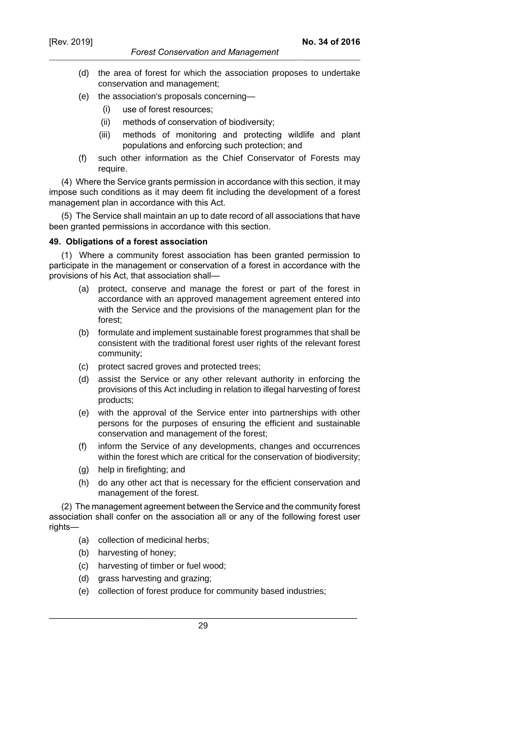(d) the area of forest for which the association proposes to undertake conservation and management;

(e) the association's proposals concerning—

   (i) use of forest resources;

   (ii) methods of conservation of biodiversity;

   (iii) methods of monitoring and protecting wildlife and plant populations and enforcing such protection; and

(f) such other information as the Chief Conservator of Forests may require.

(4) Where the Service grants permission in accordance with this section, it may impose such conditions as it may deem fit including the development of a forest management plan in accordance with this Act.

(5) The Service shall maintain an up to date record of all associations that have been granted permissions in accordance with this section.

**49. Obligations of a forest association**

(1) Where a community forest association has been granted permission to participate in the management or conservation of a forest in accordance with the provisions of his Act, that association shall—

(a) protect, conserve and manage the forest or part of the forest in accordance with an approved management agreement entered into with the Service and the provisions of the management plan for the forest;

(b) formulate and implement sustainable forest programmes that shall be consistent with the traditional forest user rights of the relevant forest community;

(c) protect sacred groves and protected trees;

(d) assist the Service or any other relevant authority in enforcing the provisions of this Act including in relation to illegal harvesting of forest products;

(e) with the approval of the Service enter into partnerships with other persons for the purposes of ensuring the efficient and sustainable conservation and management of the forest;

(f) inform the Service of any developments, changes and occurrences within the forest which are critical for the conservation of biodiversity;

(g) help in firefighting; and

(h) do any other act that is necessary for the efficient conservation and management of the forest.

(2) The management agreement between the Service and the community forest association shall confer on the association all or any of the following forest user rights—

(a) collection of medicinal herbs;

(b) harvesting of honey;

(c) harvesting of timber or fuel wood;

(d) grass harvesting and grazing;

(e) collection of forest produce for community based industries;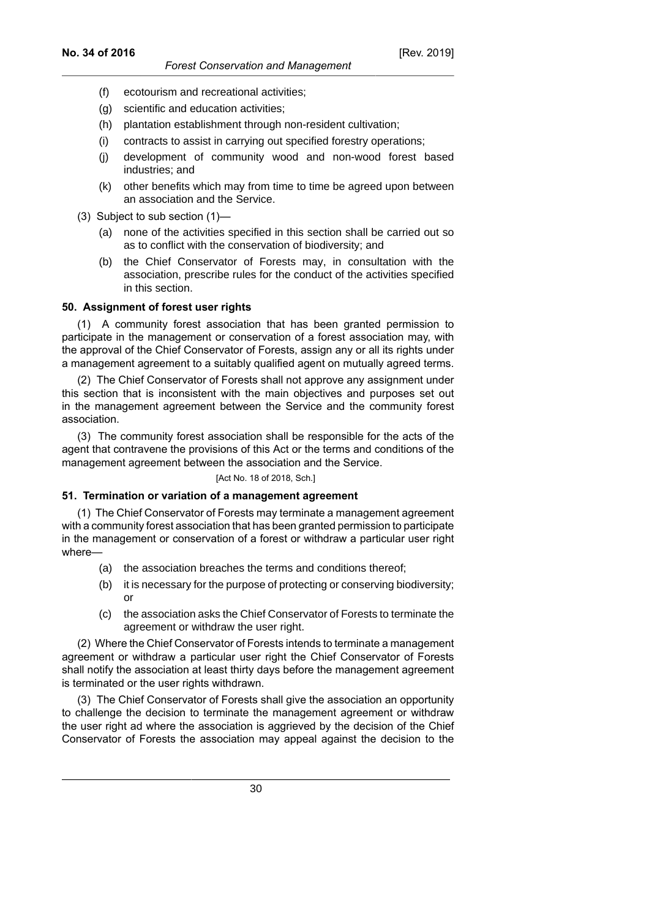(f) ecotourism and recreational activities;

(g) scientific and education activities;

(h) plantation establishment through non-resident cultivation;

(i) contracts to assist in carrying out specified forestry operations;

(j) development of community wood and non-wood forest based industries; and

(k) other benefits which may from time to time be agreed upon between an association and the Service.

(3) Subject to sub section (1)—

(a) none of the activities specified in this section shall be carried out so as to conflict with the conservation of biodiversity; and

(b) the Chief Conservator of Forests may, in consultation with the association, prescribe rules for the conduct of the activities specified in this section.

**50. Assignment of forest user rights**

(1) A community forest association that has been granted permission to participate in the management or conservation of a forest association may, with the approval of the Chief Conservator of Forests, assign any or all its rights under a management agreement to a suitably qualified agent on mutually agreed terms.

(2) The Chief Conservator of Forests shall not approve any assignment under this section that is inconsistent with the main objectives and purposes set out in the management agreement between the Service and the community forest association.

(3) The community forest association shall be responsible for the acts of the agent that contravene the provisions of this Act or the terms and conditions of the management agreement between the association and the Service.

[Act No. 18 of 2018, Sch.]

**51. Termination or variation of a management agreement**

(1) The Chief Conservator of Forests may terminate a management agreement with a community forest association that has been granted permission to participate in the management or conservation of a forest or withdraw a particular user right where—

(a) the association breaches the terms and conditions thereof;

(b) it is necessary for the purpose of protecting or conserving biodiversity; or

(c) the association asks the Chief Conservator of Forests to terminate the agreement or withdraw the user right.

(2) Where the Chief Conservator of Forests intends to terminate a management agreement or withdraw a particular user right the Chief Conservator of Forests shall notify the association at least thirty days before the management agreement is terminated or the user rights withdrawn.

(3) The Chief Conservator of Forests shall give the association an opportunity to challenge the decision to terminate the management agreement or withdraw the user right ad where the association is aggrieved by the decision of the Chief Conservator of Forests the association may appeal against the decision to the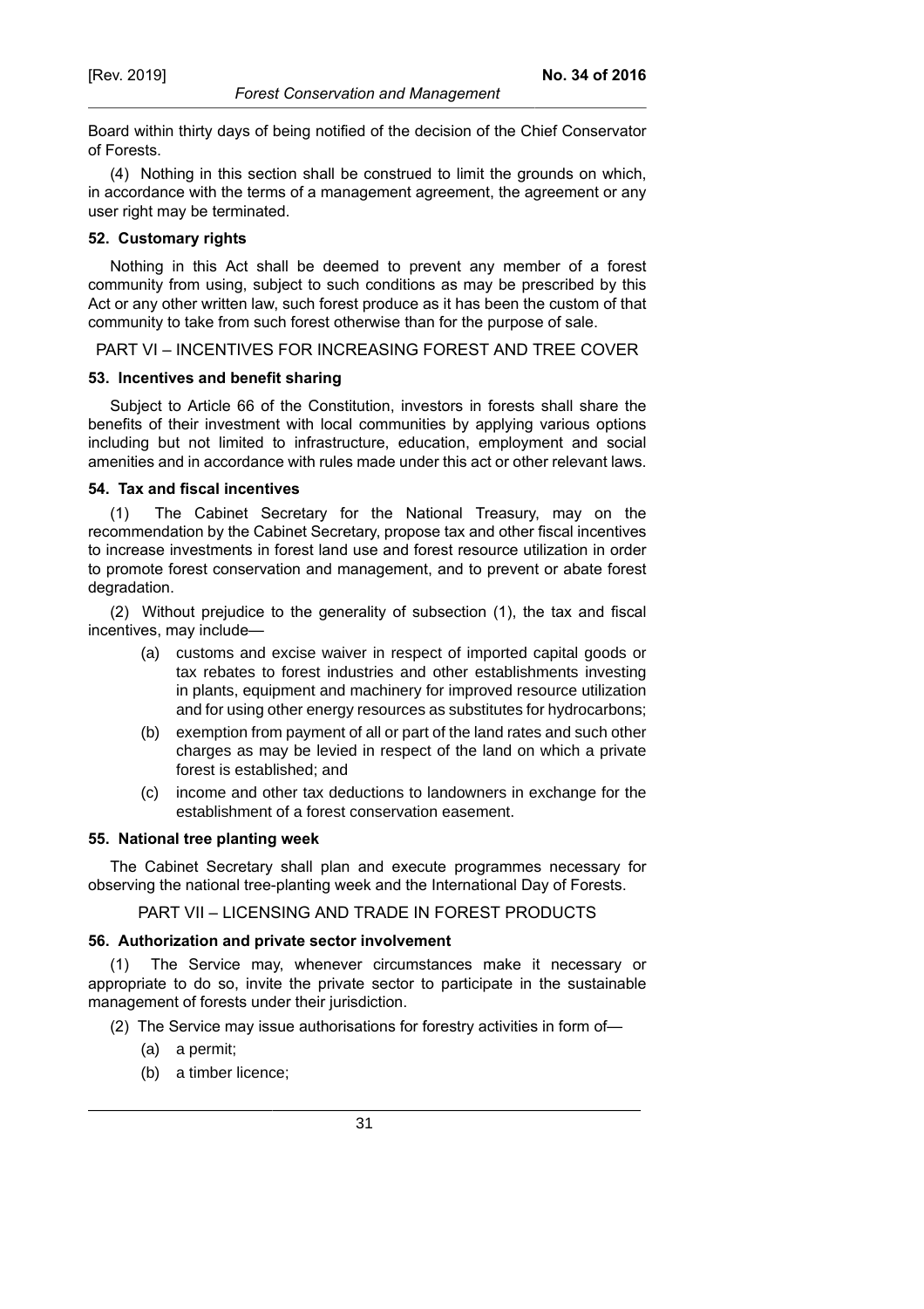Board within thirty days of being notified of the decision of the Chief Conservator of Forests.

(4) Nothing in this section shall be construed to limit the grounds on which, in accordance with the terms of a management agreement, the agreement or any user right may be terminated.

**52. Customary rights**

Nothing in this Act shall be deemed to prevent any member of a forest community from using, subject to such conditions as may be prescribed by this Act or any other written law, such forest produce as it has been the custom of that community to take from such forest otherwise than for the purpose of sale.

## PART VI – INCENTIVES FOR INCREASING FOREST AND TREE COVER

**53. Incentives and benefit sharing**

Subject to Article 66 of the Constitution, investors in forests shall share the benefits of their investment with local communities by applying various options including but not limited to infrastructure, education, employment and social amenities and in accordance with rules made under this act or other relevant laws.

**54. Tax and fiscal incentives**

(1) The Cabinet Secretary for the National Treasury, may on the recommendation by the Cabinet Secretary, propose tax and other fiscal incentives to increase investments in forest land use and forest resource utilization in order to promote forest conservation and management, and to prevent or abate forest degradation.

(2) Without prejudice to the generality of subsection (1), the tax and fiscal incentives, may include—

(a) customs and excise waiver in respect of imported capital goods or tax rebates to forest industries and other establishments investing in plants, equipment and machinery for improved resource utilization and for using other energy resources as substitutes for hydrocarbons;

(b) exemption from payment of all or part of the land rates and such other charges as may be levied in respect of the land on which a private forest is established; and

(c) income and other tax deductions to landowners in exchange for the establishment of a forest conservation easement.

**55. National tree planting week**

The Cabinet Secretary shall plan and execute programmes necessary for observing the national tree-planting week and the International Day of Forests.

## PART VII – LICENSING AND TRADE IN FOREST PRODUCTS

**56. Authorization and private sector involvement**

(1) The Service may, whenever circumstances make it necessary or appropriate to do so, invite the private sector to participate in the sustainable management of forests under their jurisdiction.

(2) The Service may issue authorisations for forestry activities in form of—

(a) a permit;

(b) a timber licence;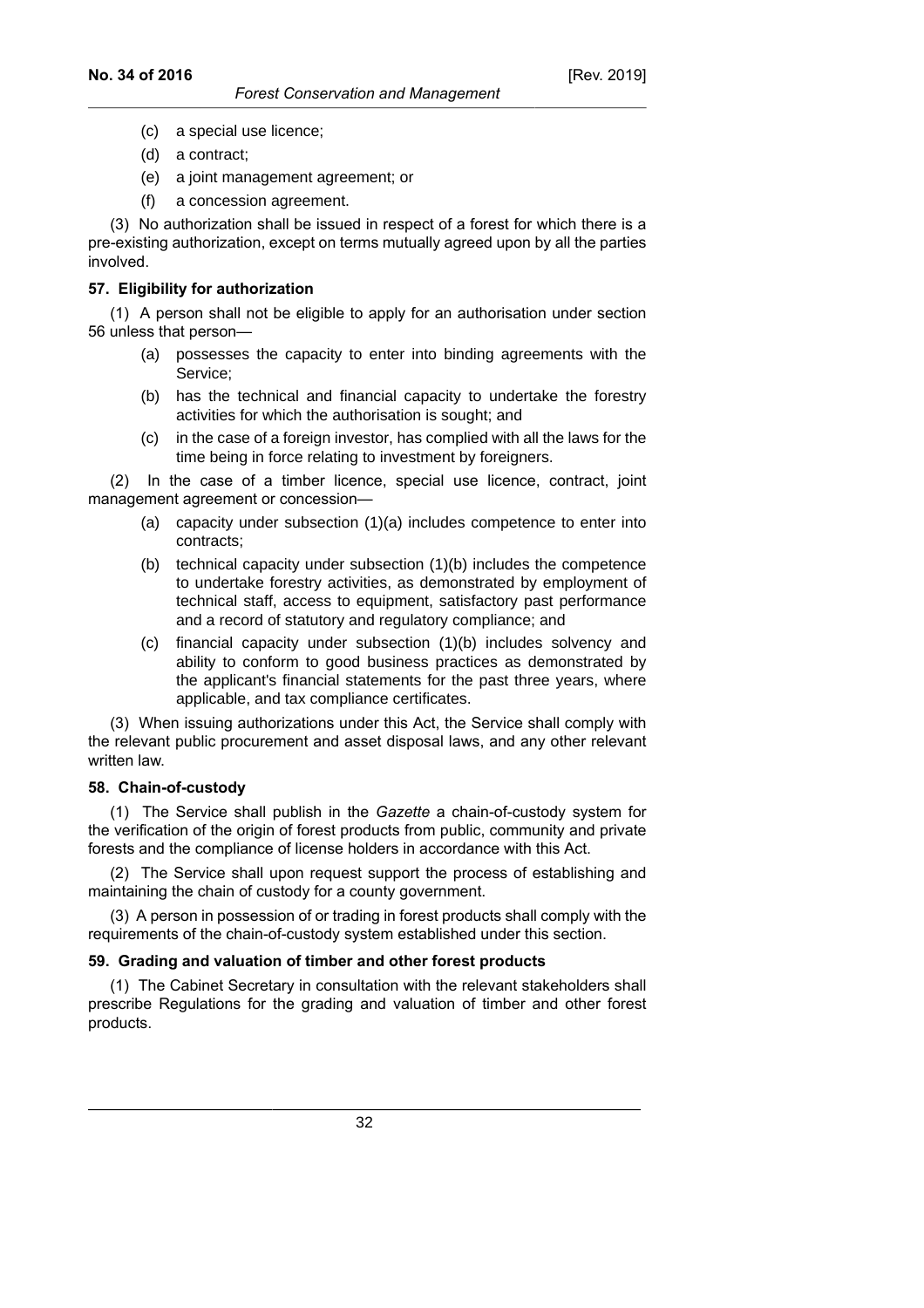(c) a special use licence;

(d) a contract;

(e) a joint management agreement; or

(f) a concession agreement.

(3) No authorization shall be issued in respect of a forest for which there is a pre-existing authorization, except on terms mutually agreed upon by all the parties involved.

**57. Eligibility for authorization**

(1) A person shall not be eligible to apply for an authorisation under section 56 unless that person—

(a) possesses the capacity to enter into binding agreements with the Service;

(b) has the technical and financial capacity to undertake the forestry activities for which the authorisation is sought; and

(c) in the case of a foreign investor, has complied with all the laws for the time being in force relating to investment by foreigners.

(2) In the case of a timber licence, special use licence, contract, joint management agreement or concession—

(a) capacity under subsection (1)(a) includes competence to enter into contracts;

(b) technical capacity under subsection (1)(b) includes the competence to undertake forestry activities, as demonstrated by employment of technical staff, access to equipment, satisfactory past performance and a record of statutory and regulatory compliance; and

(c) financial capacity under subsection (1)(b) includes solvency and ability to conform to good business practices as demonstrated by the applicant's financial statements for the past three years, where applicable, and tax compliance certificates.

(3) When issuing authorizations under this Act, the Service shall comply with the relevant public procurement and asset disposal laws, and any other relevant written law.

**58. Chain-of-custody**

(1) The Service shall publish in the *Gazette* a chain-of-custody system for the verification of the origin of forest products from public, community and private forests and the compliance of license holders in accordance with this Act.

(2) The Service shall upon request support the process of establishing and maintaining the chain of custody for a county government.

(3) A person in possession of or trading in forest products shall comply with the requirements of the chain-of-custody system established under this section.

**59. Grading and valuation of timber and other forest products**

(1) The Cabinet Secretary in consultation with the relevant stakeholders shall prescribe Regulations for the grading and valuation of timber and other forest products.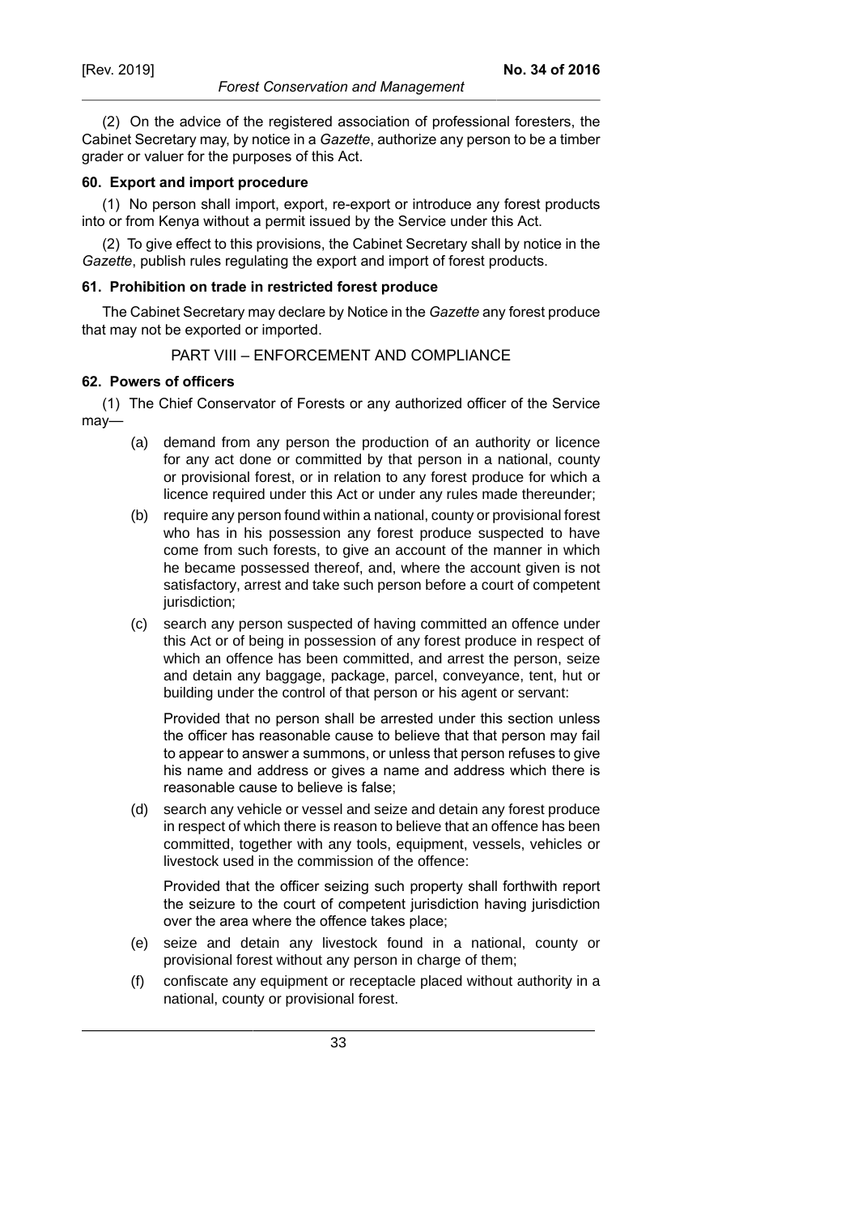(2) On the advice of the registered association of professional foresters, the Cabinet Secretary may, by notice in a *Gazette*, authorize any person to be a timber grader or valuer for the purposes of this Act.

**60. Export and import procedure**

(1) No person shall import, export, re-export or introduce any forest products into or from Kenya without a permit issued by the Service under this Act.

(2) To give effect to this provisions, the Cabinet Secretary shall by notice in the *Gazette*, publish rules regulating the export and import of forest products.

**61. Prohibition on trade in restricted forest produce**

The Cabinet Secretary may declare by Notice in the *Gazette* any forest produce that may not be exported or imported.

PART VIII – ENFORCEMENT AND COMPLIANCE

**62. Powers of officers**

(1) The Chief Conservator of Forests or any authorized officer of the Service may—

(a) demand from any person the production of an authority or licence for any act done or committed by that person in a national, county or provisional forest, or in relation to any forest produce for which a licence required under this Act or under any rules made thereunder;

(b) require any person found within a national, county or provisional forest who has in his possession any forest produce suspected to have come from such forests, to give an account of the manner in which he became possessed thereof, and, where the account given is not satisfactory, arrest and take such person before a court of competent jurisdiction;

(c) search any person suspected of having committed an offence under this Act or of being in possession of any forest produce in respect of which an offence has been committed, and arrest the person, seize and detain any baggage, package, parcel, conveyance, tent, hut or building under the control of that person or his agent or servant:

Provided that no person shall be arrested under this section unless the officer has reasonable cause to believe that that person may fail to appear to answer a summons, or unless that person refuses to give his name and address or gives a name and address which there is reasonable cause to believe is false;

(d) search any vehicle or vessel and seize and detain any forest produce in respect of which there is reason to believe that an offence has been committed, together with any tools, equipment, vessels, vehicles or livestock used in the commission of the offence:

Provided that the officer seizing such property shall forthwith report the seizure to the court of competent jurisdiction having jurisdiction over the area where the offence takes place;

(e) seize and detain any livestock found in a national, county or provisional forest without any person in charge of them;

(f) confiscate any equipment or receptacle placed without authority in a national, county or provisional forest.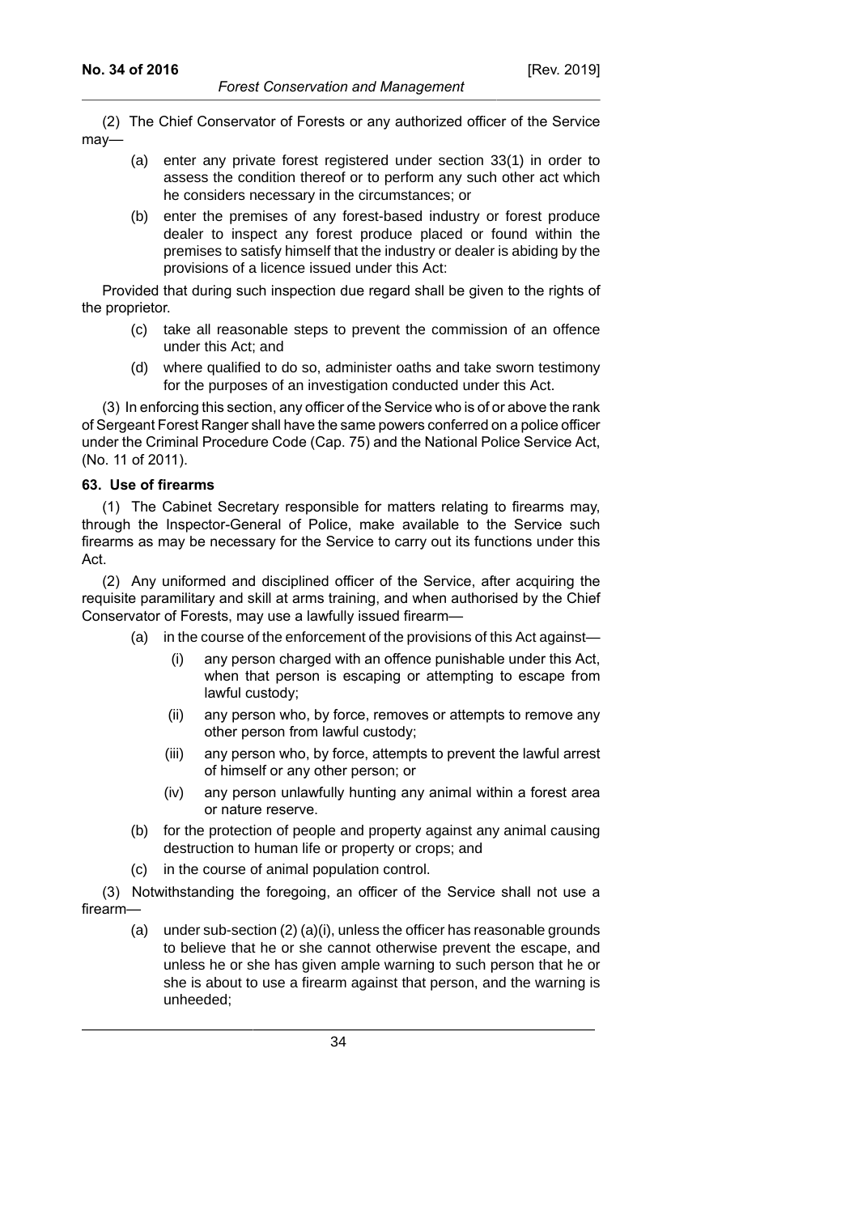(2) The Chief Conservator of Forests or any authorized officer of the Service may—

(a) enter any private forest registered under section 33(1) in order to assess the condition thereof or to perform any such other act which he considers necessary in the circumstances; or

(b) enter the premises of any forest-based industry or forest produce dealer to inspect any forest produce placed or found within the premises to satisfy himself that the industry or dealer is abiding by the provisions of a licence issued under this Act:

Provided that during such inspection due regard shall be given to the rights of the proprietor.

(c) take all reasonable steps to prevent the commission of an offence under this Act; and

(d) where qualified to do so, administer oaths and take sworn testimony for the purposes of an investigation conducted under this Act.

(3) In enforcing this section, any officer of the Service who is of or above the rank of Sergeant Forest Ranger shall have the same powers conferred on a police officer under the Criminal Procedure Code (Cap. 75) and the National Police Service Act, (No. 11 of 2011).

**63. Use of firearms**

(1) The Cabinet Secretary responsible for matters relating to firearms may, through the Inspector-General of Police, make available to the Service such firearms as may be necessary for the Service to carry out its functions under this Act.

(2) Any uniformed and disciplined officer of the Service, after acquiring the requisite paramilitary and skill at arms training, and when authorised by the Chief Conservator of Forests, may use a lawfully issued firearm—

(a) in the course of the enforcement of the provisions of this Act against—

(i) any person charged with an offence punishable under this Act, when that person is escaping or attempting to escape from lawful custody;

(ii) any person who, by force, removes or attempts to remove any other person from lawful custody;

(iii) any person who, by force, attempts to prevent the lawful arrest of himself or any other person; or

(iv) any person unlawfully hunting any animal within a forest area or nature reserve.

(b) for the protection of people and property against any animal causing destruction to human life or property or crops; and

(c) in the course of animal population control.

(3) Notwithstanding the foregoing, an officer of the Service shall not use a firearm—

(a) under sub-section (2) (a)(i), unless the officer has reasonable grounds to believe that he or she cannot otherwise prevent the escape, and unless he or she has given ample warning to such person that he or she is about to use a firearm against that person, and the warning is unheeded;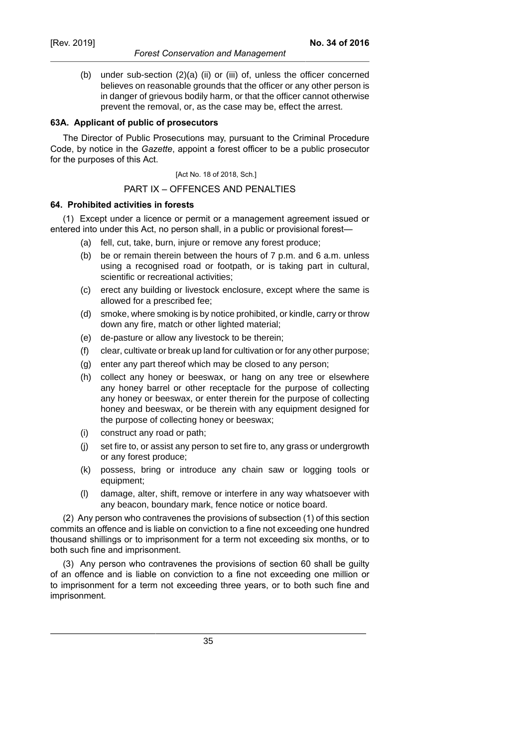(b) under sub-section (2)(a) (ii) or (iii) of, unless the officer concerned believes on reasonable grounds that the officer or any other person is in danger of grievous bodily harm, or that the officer cannot otherwise prevent the removal, or, as the case may be, effect the arrest.

**63A. Applicant of public of prosecutors**

The Director of Public Prosecutions may, pursuant to the Criminal Procedure Code, by notice in the *Gazette*, appoint a forest officer to be a public prosecutor for the purposes of this Act.

[Act No. 18 of 2018, Sch.]

## PART IX – OFFENCES AND PENALTIES

**64. Prohibited activities in forests**

(1) Except under a licence or permit or a management agreement issued or entered into under this Act, no person shall, in a public or provisional forest—

- (a) fell, cut, take, burn, injure or remove any forest produce;
- (b) be or remain therein between the hours of 7 p.m. and 6 a.m. unless using a recognised road or footpath, or is taking part in cultural, scientific or recreational activities;
- (c) erect any building or livestock enclosure, except where the same is allowed for a prescribed fee;
- (d) smoke, where smoking is by notice prohibited, or kindle, carry or throw down any fire, match or other lighted material;
- (e) de-pasture or allow any livestock to be therein;
- (f) clear, cultivate or break up land for cultivation or for any other purpose;
- (g) enter any part thereof which may be closed to any person;
- (h) collect any honey or beeswax, or hang on any tree or elsewhere any honey barrel or other receptacle for the purpose of collecting any honey or beeswax, or enter therein for the purpose of collecting honey and beeswax, or be therein with any equipment designed for the purpose of collecting honey or beeswax;
- (i) construct any road or path;
- (j) set fire to, or assist any person to set fire to, any grass or undergrowth or any forest produce;
- (k) possess, bring or introduce any chain saw or logging tools or equipment;
- (l) damage, alter, shift, remove or interfere in any way whatsoever with any beacon, boundary mark, fence notice or notice board.

(2) Any person who contravenes the provisions of subsection (1) of this section commits an offence and is liable on conviction to a fine not exceeding one hundred thousand shillings or to imprisonment for a term not exceeding six months, or to both such fine and imprisonment.

(3) Any person who contravenes the provisions of section 60 shall be guilty of an offence and is liable on conviction to a fine not exceeding one million or to imprisonment for a term not exceeding three years, or to both such fine and imprisonment.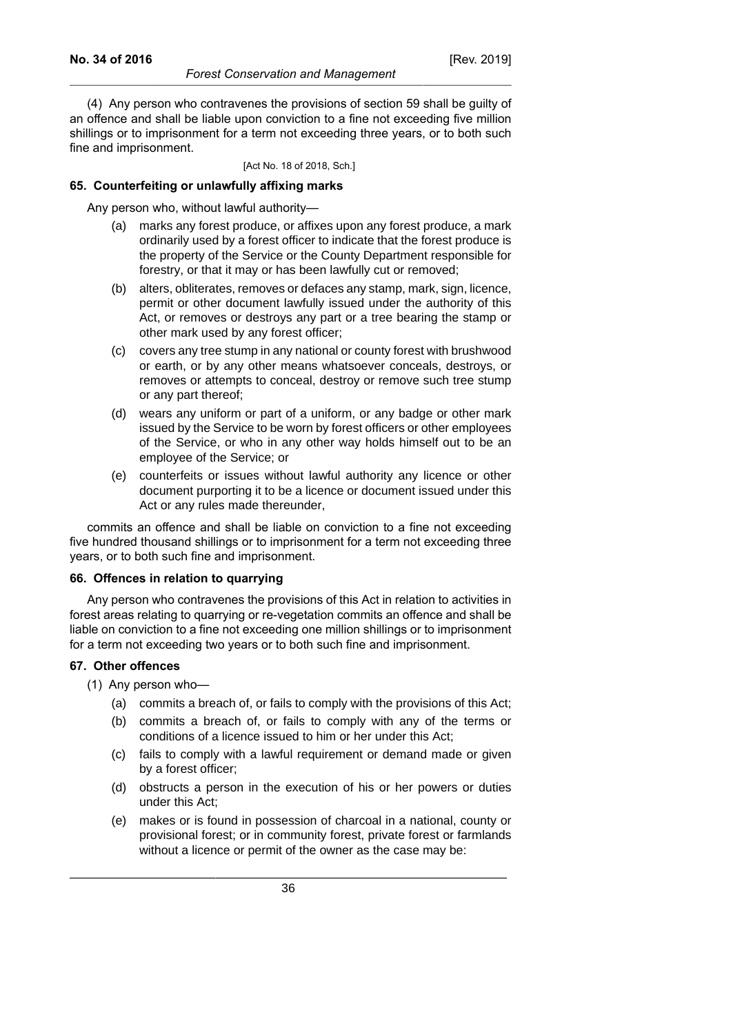(4) Any person who contravenes the provisions of section 59 shall be guilty of an offence and shall be liable upon conviction to a fine not exceeding five million shillings or to imprisonment for a term not exceeding three years, or to both such fine and imprisonment.

[Act No. 18 of 2018, Sch.]

### 65. Counterfeiting or unlawfully affixing marks

Any person who, without lawful authority—

(a) marks any forest produce, or affixes upon any forest produce, a mark ordinarily used by a forest officer to indicate that the forest produce is the property of the Service or the County Department responsible for forestry, or that it may or has been lawfully cut or removed;

(b) alters, obliterates, removes or defaces any stamp, mark, sign, licence, permit or other document lawfully issued under the authority of this Act, or removes or destroys any part or a tree bearing the stamp or other mark used by any forest officer;

(c) covers any tree stump in any national or county forest with brushwood or earth, or by any other means whatsoever conceals, destroys, or removes or attempts to conceal, destroy or remove such tree stump or any part thereof;

(d) wears any uniform or part of a uniform, or any badge or other mark issued by the Service to be worn by forest officers or other employees of the Service, or who in any other way holds himself out to be an employee of the Service; or

(e) counterfeits or issues without lawful authority any licence or other document purporting it to be a licence or document issued under this Act or any rules made thereunder,

commits an offence and shall be liable on conviction to a fine not exceeding five hundred thousand shillings or to imprisonment for a term not exceeding three years, or to both such fine and imprisonment.

### 66. Offences in relation to quarrying

Any person who contravenes the provisions of this Act in relation to activities in forest areas relating to quarrying or re-vegetation commits an offence and shall be liable on conviction to a fine not exceeding one million shillings or to imprisonment for a term not exceeding two years or to both such fine and imprisonment.

### 67. Other offences

(1) Any person who—

(a) commits a breach of, or fails to comply with the provisions of this Act;

(b) commits a breach of, or fails to comply with any of the terms or conditions of a licence issued to him or her under this Act;

(c) fails to comply with a lawful requirement or demand made or given by a forest officer;

(d) obstructs a person in the execution of his or her powers or duties under this Act;

(e) makes or is found in possession of charcoal in a national, county or provisional forest; or in community forest, private forest or farmlands without a licence or permit of the owner as the case may be: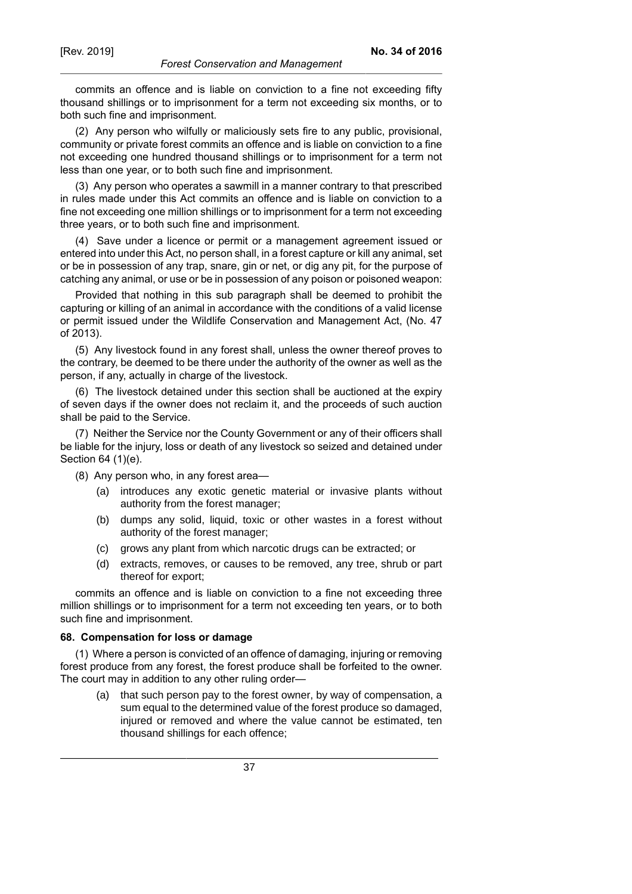commits an offence and is liable on conviction to a fine not exceeding fifty thousand shillings or to imprisonment for a term not exceeding six months, or to both such fine and imprisonment.

(2) Any person who wilfully or maliciously sets fire to any public, provisional, community or private forest commits an offence and is liable on conviction to a fine not exceeding one hundred thousand shillings or to imprisonment for a term not less than one year, or to both such fine and imprisonment.

(3) Any person who operates a sawmill in a manner contrary to that prescribed in rules made under this Act commits an offence and is liable on conviction to a fine not exceeding one million shillings or to imprisonment for a term not exceeding three years, or to both such fine and imprisonment.

(4) Save under a licence or permit or a management agreement issued or entered into under this Act, no person shall, in a forest capture or kill any animal, set or be in possession of any trap, snare, gin or net, or dig any pit, for the purpose of catching any animal, or use or be in possession of any poison or poisoned weapon:

Provided that nothing in this sub paragraph shall be deemed to prohibit the capturing or killing of an animal in accordance with the conditions of a valid license or permit issued under the Wildlife Conservation and Management Act, (No. 47 of 2013).

(5) Any livestock found in any forest shall, unless the owner thereof proves to the contrary, be deemed to be there under the authority of the owner as well as the person, if any, actually in charge of the livestock.

(6) The livestock detained under this section shall be auctioned at the expiry of seven days if the owner does not reclaim it, and the proceeds of such auction shall be paid to the Service.

(7) Neither the Service nor the County Government or any of their officers shall be liable for the injury, loss or death of any livestock so seized and detained under Section 64 (1)(e).

(8) Any person who, in any forest area—

(a) introduces any exotic genetic material or invasive plants without authority from the forest manager;

(b) dumps any solid, liquid, toxic or other wastes in a forest without authority of the forest manager;

(c) grows any plant from which narcotic drugs can be extracted; or

(d) extracts, removes, or causes to be removed, any tree, shrub or part thereof for export;

commits an offence and is liable on conviction to a fine not exceeding three million shillings or to imprisonment for a term not exceeding ten years, or to both such fine and imprisonment.

**68. Compensation for loss or damage**

(1) Where a person is convicted of an offence of damaging, injuring or removing forest produce from any forest, the forest produce shall be forfeited to the owner. The court may in addition to any other ruling order—

(a) that such person pay to the forest owner, by way of compensation, a sum equal to the determined value of the forest produce so damaged, injured or removed and where the value cannot be estimated, ten thousand shillings for each offence;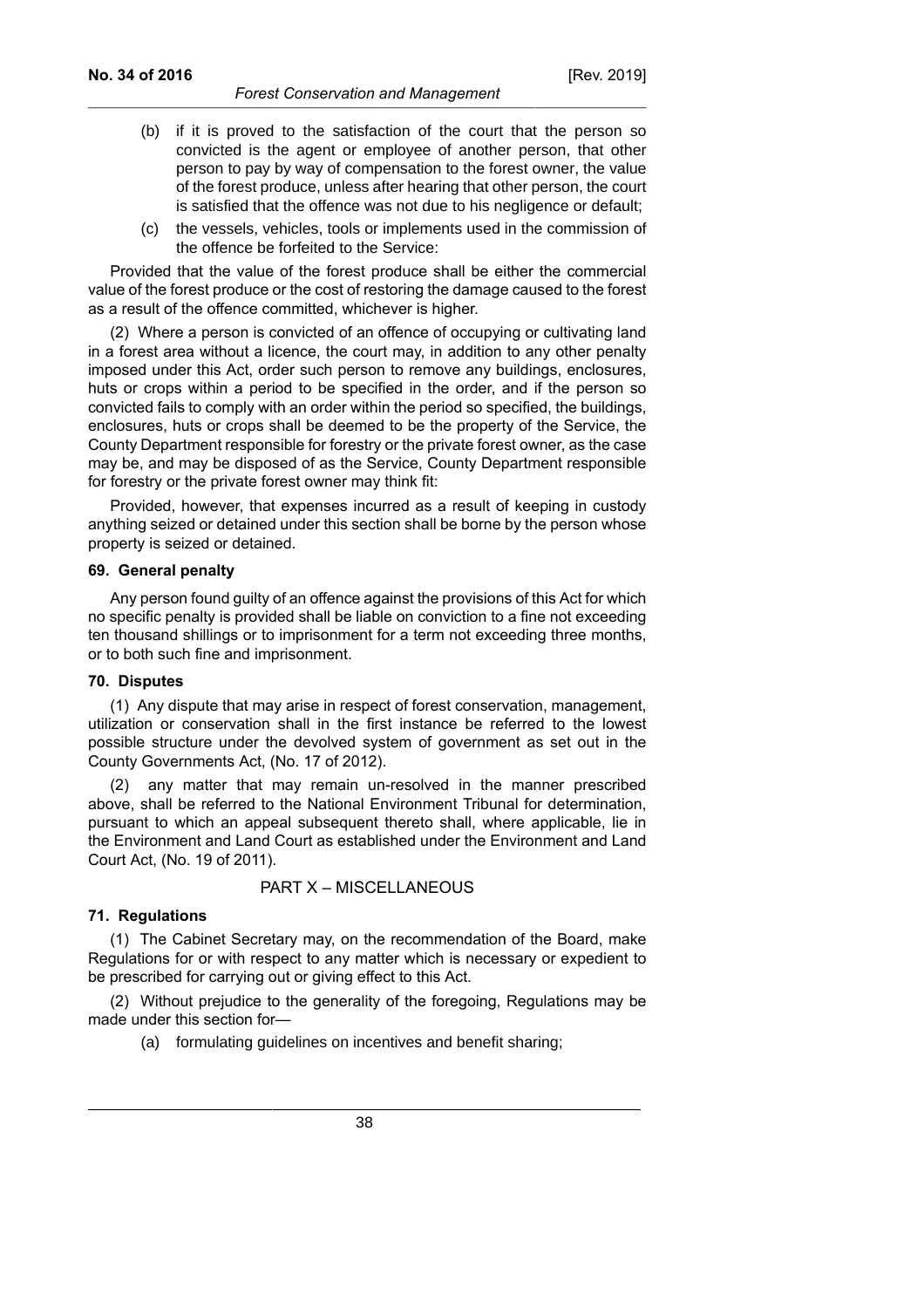(b) if it is proved to the satisfaction of the court that the person so convicted is the agent or employee of another person, that other person to pay by way of compensation to the forest owner, the value of the forest produce, unless after hearing that other person, the court is satisfied that the offence was not due to his negligence or default;

(c) the vessels, vehicles, tools or implements used in the commission of the offence be forfeited to the Service:

Provided that the value of the forest produce shall be either the commercial value of the forest produce or the cost of restoring the damage caused to the forest as a result of the offence committed, whichever is higher.

(2) Where a person is convicted of an offence of occupying or cultivating land in a forest area without a licence, the court may, in addition to any other penalty imposed under this Act, order such person to remove any buildings, enclosures, huts or crops within a period to be specified in the order, and if the person so convicted fails to comply with an order within the period so specified, the buildings, enclosures, huts or crops shall be deemed to be the property of the Service, the County Department responsible for forestry or the private forest owner, as the case may be, and may be disposed of as the Service, County Department responsible for forestry or the private forest owner may think fit:

Provided, however, that expenses incurred as a result of keeping in custody anything seized or detained under this section shall be borne by the person whose property is seized or detained.

#### 69. General penalty

Any person found guilty of an offence against the provisions of this Act for which no specific penalty is provided shall be liable on conviction to a fine not exceeding ten thousand shillings or to imprisonment for a term not exceeding three months, or to both such fine and imprisonment.

#### 70. Disputes

(1) Any dispute that may arise in respect of forest conservation, management, utilization or conservation shall in the first instance be referred to the lowest possible structure under the devolved system of government as set out in the County Governments Act, (No. 17 of 2012).

(2) any matter that may remain un-resolved in the manner prescribed above, shall be referred to the National Environment Tribunal for determination, pursuant to which an appeal subsequent thereto shall, where applicable, lie in the Environment and Land Court as established under the Environment and Land Court Act, (No. 19 of 2011).

### PART X – MISCELLANEOUS

#### 71. Regulations

(1) The Cabinet Secretary may, on the recommendation of the Board, make Regulations for or with respect to any matter which is necessary or expedient to be prescribed for carrying out or giving effect to this Act.

(2) Without prejudice to the generality of the foregoing, Regulations may be made under this section for—

(a) formulating guidelines on incentives and benefit sharing;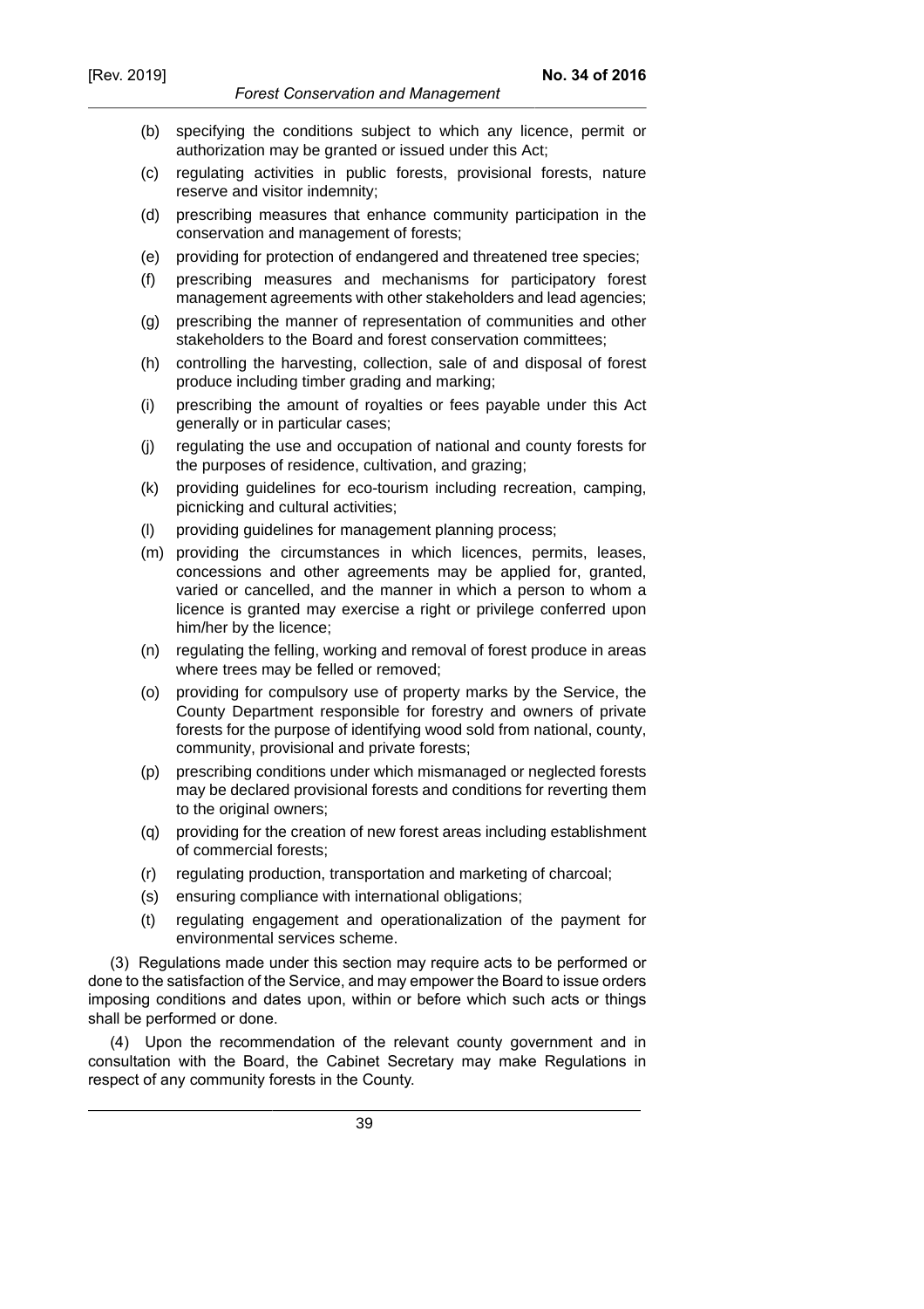(b) specifying the conditions subject to which any licence, permit or authorization may be granted or issued under this Act;

(c) regulating activities in public forests, provisional forests, nature reserve and visitor indemnity;

(d) prescribing measures that enhance community participation in the conservation and management of forests;

(e) providing for protection of endangered and threatened tree species;

(f) prescribing measures and mechanisms for participatory forest management agreements with other stakeholders and lead agencies;

(g) prescribing the manner of representation of communities and other stakeholders to the Board and forest conservation committees;

(h) controlling the harvesting, collection, sale of and disposal of forest produce including timber grading and marking;

(i) prescribing the amount of royalties or fees payable under this Act generally or in particular cases;

(j) regulating the use and occupation of national and county forests for the purposes of residence, cultivation, and grazing;

(k) providing guidelines for eco-tourism including recreation, camping, picnicking and cultural activities;

(l) providing guidelines for management planning process;

(m) providing the circumstances in which licences, permits, leases, concessions and other agreements may be applied for, granted, varied or cancelled, and the manner in which a person to whom a licence is granted may exercise a right or privilege conferred upon him/her by the licence;

(n) regulating the felling, working and removal of forest produce in areas where trees may be felled or removed;

(o) providing for compulsory use of property marks by the Service, the County Department responsible for forestry and owners of private forests for the purpose of identifying wood sold from national, county, community, provisional and private forests;

(p) prescribing conditions under which mismanaged or neglected forests may be declared provisional forests and conditions for reverting them to the original owners;

(q) providing for the creation of new forest areas including establishment of commercial forests;

(r) regulating production, transportation and marketing of charcoal;

(s) ensuring compliance with international obligations;

(t) regulating engagement and operationalization of the payment for environmental services scheme.

(3) Regulations made under this section may require acts to be performed or done to the satisfaction of the Service, and may empower the Board to issue orders imposing conditions and dates upon, within or before which such acts or things shall be performed or done.

(4) Upon the recommendation of the relevant county government and in consultation with the Board, the Cabinet Secretary may make Regulations in respect of any community forests in the County.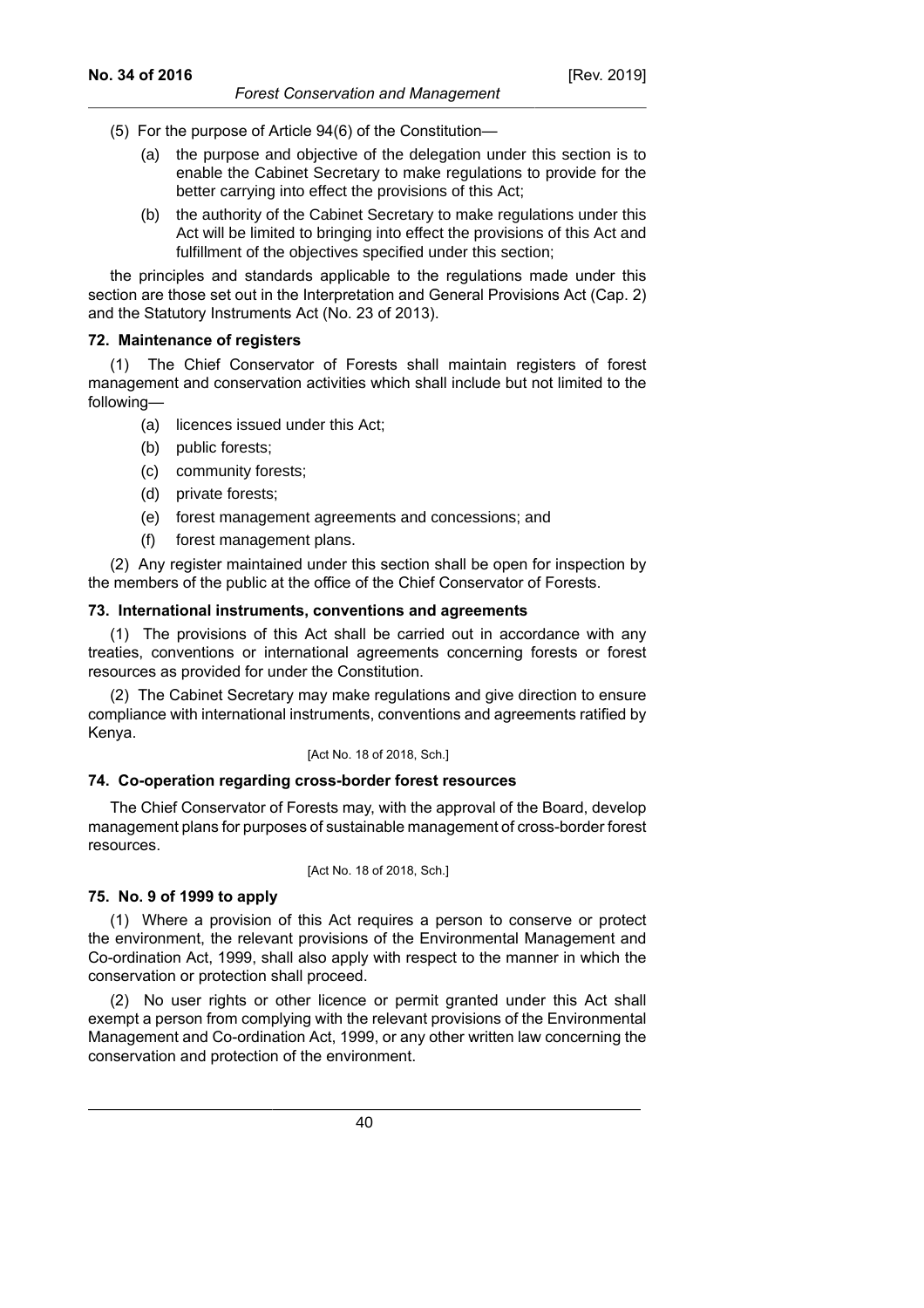(5) For the purpose of Article 94(6) of the Constitution—

(a) the purpose and objective of the delegation under this section is to enable the Cabinet Secretary to make regulations to provide for the better carrying into effect the provisions of this Act;

(b) the authority of the Cabinet Secretary to make regulations under this Act will be limited to bringing into effect the provisions of this Act and fulfillment of the objectives specified under this section;

the principles and standards applicable to the regulations made under this section are those set out in the Interpretation and General Provisions Act (Cap. 2) and the Statutory Instruments Act (No. 23 of 2013).

**72. Maintenance of registers**

(1) The Chief Conservator of Forests shall maintain registers of forest management and conservation activities which shall include but not limited to the following—

(a) licences issued under this Act;

(b) public forests;

(c) community forests;

(d) private forests;

(e) forest management agreements and concessions; and

(f) forest management plans.

(2) Any register maintained under this section shall be open for inspection by the members of the public at the office of the Chief Conservator of Forests.

**73. International instruments, conventions and agreements**

(1) The provisions of this Act shall be carried out in accordance with any treaties, conventions or international agreements concerning forests or forest resources as provided for under the Constitution.

(2) The Cabinet Secretary may make regulations and give direction to ensure compliance with international instruments, conventions and agreements ratified by Kenya.

[Act No. 18 of 2018, Sch.]

**74. Co-operation regarding cross-border forest resources**

The Chief Conservator of Forests may, with the approval of the Board, develop management plans for purposes of sustainable management of cross-border forest resources.

[Act No. 18 of 2018, Sch.]

**75. No. 9 of 1999 to apply**

(1) Where a provision of this Act requires a person to conserve or protect the environment, the relevant provisions of the Environmental Management and Co-ordination Act, 1999, shall also apply with respect to the manner in which the conservation or protection shall proceed.

(2) No user rights or other licence or permit granted under this Act shall exempt a person from complying with the relevant provisions of the Environmental Management and Co-ordination Act, 1999, or any other written law concerning the conservation and protection of the environment.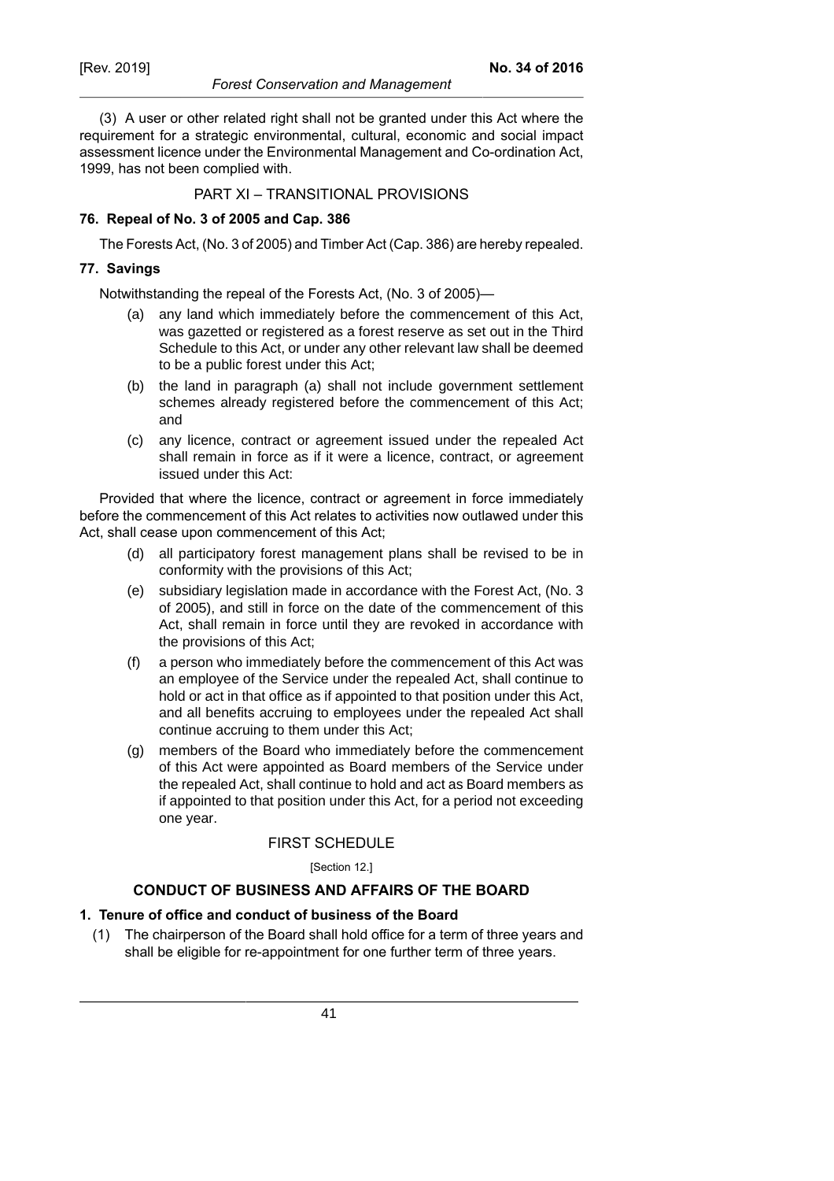(3) A user or other related right shall not be granted under this Act where the requirement for a strategic environmental, cultural, economic and social impact assessment licence under the Environmental Management and Co-ordination Act, 1999, has not been complied with.

## PART XI – TRANSITIONAL PROVISIONS

### 76. Repeal of No. 3 of 2005 and Cap. 386

The Forests Act, (No. 3 of 2005) and Timber Act (Cap. 386) are hereby repealed.

### 77. Savings

Notwithstanding the repeal of the Forests Act, (No. 3 of 2005)—

(a) any land which immediately before the commencement of this Act, was gazetted or registered as a forest reserve as set out in the Third Schedule to this Act, or under any other relevant law shall be deemed to be a public forest under this Act;

(b) the land in paragraph (a) shall not include government settlement schemes already registered before the commencement of this Act; and

(c) any licence, contract or agreement issued under the repealed Act shall remain in force as if it were a licence, contract, or agreement issued under this Act:

Provided that where the licence, contract or agreement in force immediately before the commencement of this Act relates to activities now outlawed under this Act, shall cease upon commencement of this Act;

(d) all participatory forest management plans shall be revised to be in conformity with the provisions of this Act;

(e) subsidiary legislation made in accordance with the Forest Act, (No. 3 of 2005), and still in force on the date of the commencement of this Act, shall remain in force until they are revoked in accordance with the provisions of this Act;

(f) a person who immediately before the commencement of this Act was an employee of the Service under the repealed Act, shall continue to hold or act in that office as if appointed to that position under this Act, and all benefits accruing to employees under the repealed Act shall continue accruing to them under this Act;

(g) members of the Board who immediately before the commencement of this Act were appointed as Board members of the Service under the repealed Act, shall continue to hold and act as Board members as if appointed to that position under this Act, for a period not exceeding one year.

## FIRST SCHEDULE

[Section 12.]

## CONDUCT OF BUSINESS AND AFFAIRS OF THE BOARD

### 1. Tenure of office and conduct of business of the Board

(1) The chairperson of the Board shall hold office for a term of three years and shall be eligible for re-appointment for one further term of three years.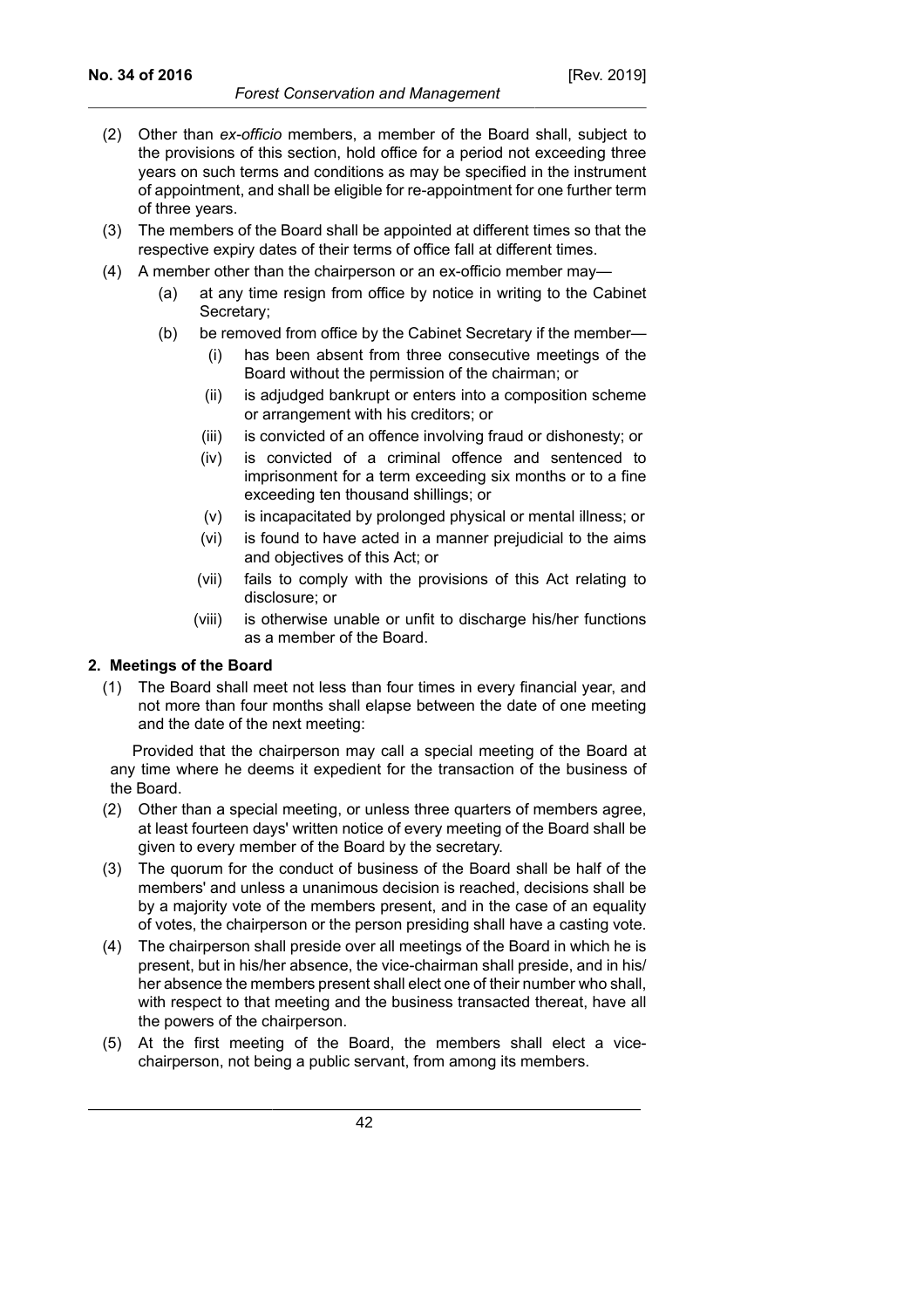(2) Other than *ex-officio* members, a member of the Board shall, subject to the provisions of this section, hold office for a period not exceeding three years on such terms and conditions as may be specified in the instrument of appointment, and shall be eligible for re-appointment for one further term of three years.

(3) The members of the Board shall be appointed at different times so that the respective expiry dates of their terms of office fall at different times.

(4) A member other than the chairperson or an ex-officio member may—

   (a) at any time resign from office by notice in writing to the Cabinet Secretary;

   (b) be removed from office by the Cabinet Secretary if the member—

      (i) has been absent from three consecutive meetings of the Board without the permission of the chairman; or

      (ii) is adjudged bankrupt or enters into a composition scheme or arrangement with his creditors; or

      (iii) is convicted of an offence involving fraud or dishonesty; or

      (iv) is convicted of a criminal offence and sentenced to imprisonment for a term exceeding six months or to a fine exceeding ten thousand shillings; or

      (v) is incapacitated by prolonged physical or mental illness; or

      (vi) is found to have acted in a manner prejudicial to the aims and objectives of this Act; or

      (vii) fails to comply with the provisions of this Act relating to disclosure; or

      (viii) is otherwise unable or unfit to discharge his/her functions as a member of the Board.

## 2. Meetings of the Board

(1) The Board shall meet not less than four times in every financial year, and not more than four months shall elapse between the date of one meeting and the date of the next meeting:

Provided that the chairperson may call a special meeting of the Board at any time where he deems it expedient for the transaction of the business of the Board.

(2) Other than a special meeting, or unless three quarters of members agree, at least fourteen days' written notice of every meeting of the Board shall be given to every member of the Board by the secretary.

(3) The quorum for the conduct of business of the Board shall be half of the members' and unless a unanimous decision is reached, decisions shall be by a majority vote of the members present, and in the case of an equality of votes, the chairperson or the person presiding shall have a casting vote.

(4) The chairperson shall preside over all meetings of the Board in which he is present, but in his/her absence, the vice-chairman shall preside, and in his/her absence the members present shall elect one of their number who shall, with respect to that meeting and the business transacted thereat, have all the powers of the chairperson.

(5) At the first meeting of the Board, the members shall elect a vice-chairperson, not being a public servant, from among its members.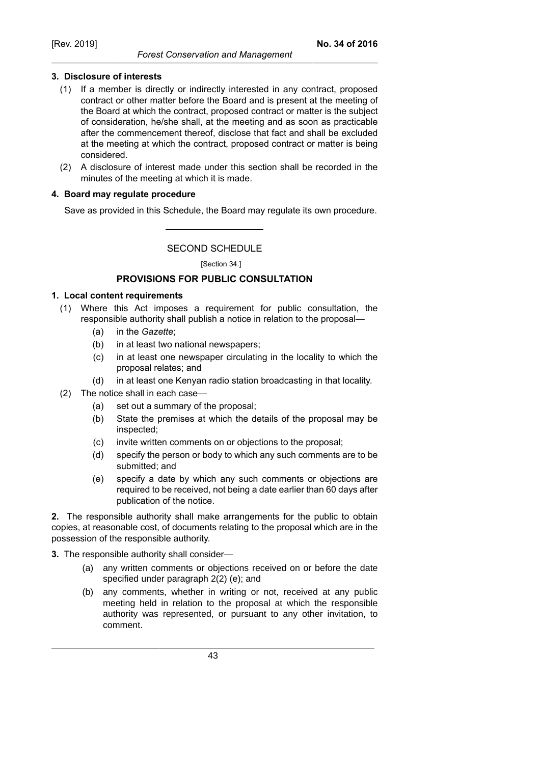**3. Disclosure of interests**

(1) If a member is directly or indirectly interested in any contract, proposed contract or other matter before the Board and is present at the meeting of the Board at which the contract, proposed contract or matter is the subject of consideration, he/she shall, at the meeting and as soon as practicable after the commencement thereof, disclose that fact and shall be excluded at the meeting at which the contract, proposed contract or matter is being considered.

(2) A disclosure of interest made under this section shall be recorded in the minutes of the meeting at which it is made.

**4. Board may regulate procedure**

Save as provided in this Schedule, the Board may regulate its own procedure.

---

SECOND SCHEDULE

[Section 34.]

**PROVISIONS FOR PUBLIC CONSULTATION**

**1. Local content requirements**

(1) Where this Act imposes a requirement for public consultation, the responsible authority shall publish a notice in relation to the proposal—

- (a) in the *Gazette*;
- (b) in at least two national newspapers;
- (c) in at least one newspaper circulating in the locality to which the proposal relates; and
- (d) in at least one Kenyan radio station broadcasting in that locality.

(2) The notice shall in each case—

- (a) set out a summary of the proposal;
- (b) State the premises at which the details of the proposal may be inspected;
- (c) invite written comments on or objections to the proposal;
- (d) specify the person or body to which any such comments are to be submitted; and
- (e) specify a date by which any such comments or objections are required to be received, not being a date earlier than 60 days after publication of the notice.

**2.** The responsible authority shall make arrangements for the public to obtain copies, at reasonable cost, of documents relating to the proposal which are in the possession of the responsible authority.

**3.** The responsible authority shall consider—

- (a) any written comments or objections received on or before the date specified under paragraph 2(2) (e); and
- (b) any comments, whether in writing or not, received at any public meeting held in relation to the proposal at which the responsible authority was represented, or pursuant to any other invitation, to comment.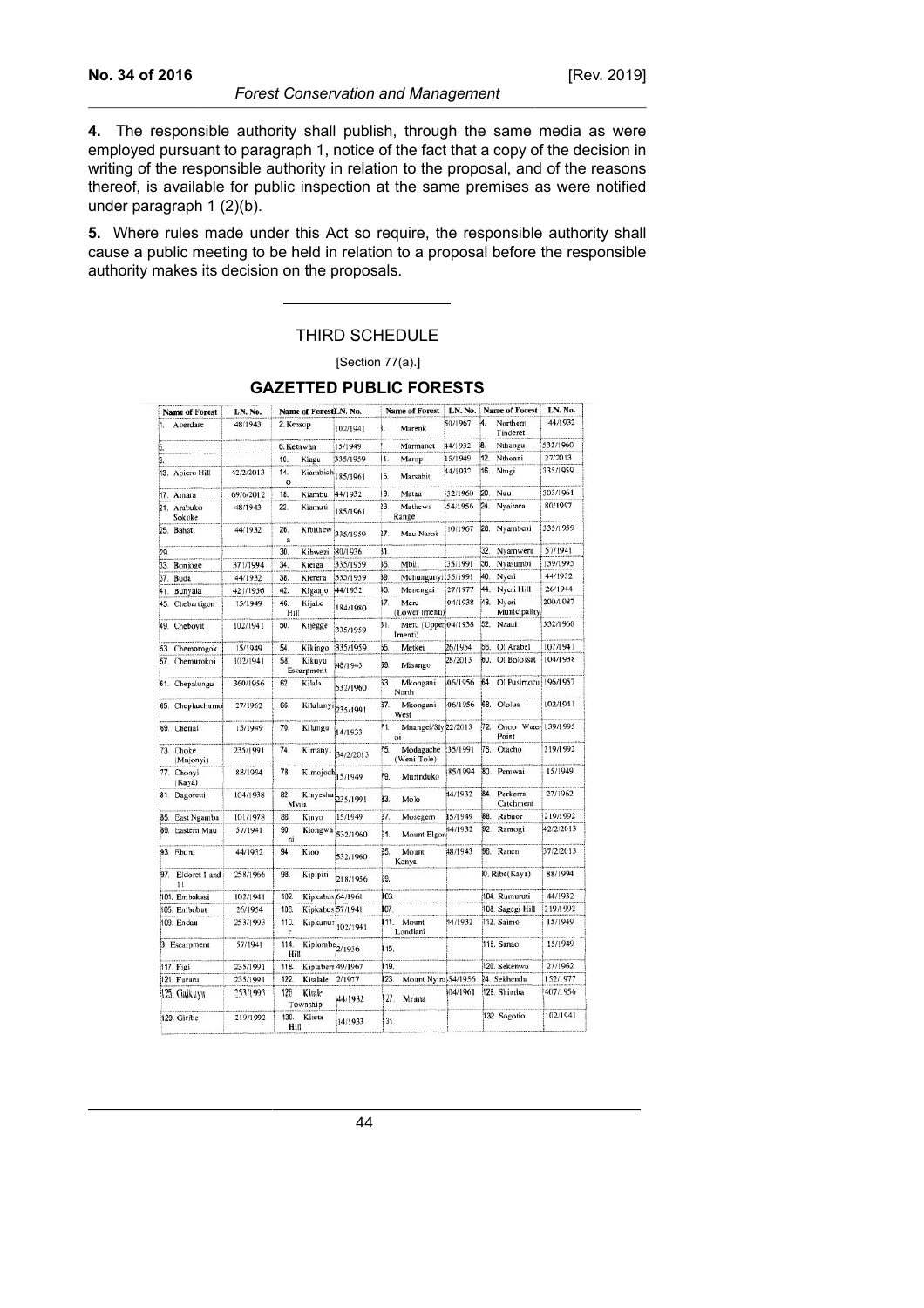**4.** The responsible authority shall publish, through the same media as were employed pursuant to paragraph 1, notice of the fact that a copy of the decision in writing of the responsible authority in relation to the proposal, and of the reasons thereof, is available for public inspection at the same premises as were notified under paragraph 1 (2)(b).

**5.** Where rules made under this Act so require, the responsible authority shall cause a public meeting to be held in relation to a proposal before the responsible authority makes its decision on the proposals.

## THIRD SCHEDULE

[Section 77(a).]

### GAZETTED PUBLIC FORESTS

| Name of Forest | LN. No. | Name of Forest | LN. No. | Name of Forest | LN. No. | Name of Forest | LN. No. |
|---|---|---|---|---|---|---|---|
| 1. Aberdare | 48/1943 | 2. Kessop | 102/1941 | 3. Marenk | 50/1967 | 4. Northern Tinderet | 44/1932 |
| 5. | | 6. Ketawan | 15/1949 | 7. Marmanet | 44/1932 | 8. Nthangu | 532/1960 |
| 9. | | 10. Kiagu | 335/1959 | 11. Marop | 15/1949 | 12. Nthoani | 27/2013 |
| 13. Abiero Hill | 42/2/2013 | 14. Kiambicho | 185/1961 | 15. Marsabit | 44/1932 | 16. Ntugi | 335/1959 |
| 17. Amara | 69/6/2012 | 18. Kiambu | 44/1932 | 19. Mataa | 532/1960 | 20. Nuu | 303/1961 |
| 21. Arabuko Sokoke | 48/1943 | 22. Kiamuti | 185/1961 | 23. Mathews Range | 54/1956 | 24. Nyaitara | 80/1997 |
| 25. Bahati | 44/1932 | 26. Kibithewa | 335/1959 | 27. Mau Narok | 10/1967 | 28. Nyambeni | 335/1959 |
| 29. | | 30. Kibwezi | 80/1936 | 31. | | 32. Nyamweru | 57/1941 |
| 33. Bonjoge | 371/1994 | 34. Kieiga | 335/1959 | 35. Mbili | 35/1991 | 36. Nyasumbi | 139/1995 |
| 37. Buda | 44/1932 | 38. Kierera | 335/1959 | 39. Mchungunyi | 35/1991 | 40. Nyeri | 44/1932 |
| 41. Bunyala | 421/1956 | 42. Kiganjo | 44/1932 | 43. Merengai | 27/1977 | 44. Nyeri Hill | 26/1944 |
| 45. Chebartigon | 15/1949 | 46. Kijabe Hill | 184/1980 | 47. Meru (Lower Imenti) | 04/1938 | 48. Nyeri Municipality | 200/1987 |
| 49. Cheboyit | 102/1941 | 50. Kijegge | 335/1959 | 51. Meru (Upper Imenti) | 04/1938 | 52. Nzaui | 532/1960 |
| 53. Chemorogok | 15/1949 | 54. Kikingo | 335/1959 | 55. Metkei | 26/1954 | 56. Ol Arabel | 107/1941 |
| 57. Chemurokoi | 102/1941 | 58. Kikuyu Escarpment | 48/1943 | 59. Misango | 28/2013 | 60. Ol Bolossat | 104/1938 |
| 61. Chepalungu | 360/1956 | 62. Kilala | 532/1960 | 63. Mkongani North | 06/1956 | 64. Ol Pusimoru | 196/1957 |
| 65. Chepkuchumo | 27/1962 | 66. Kilulunyi | 235/1991 | 67. Mkongani West | 06/1956 | 68. Ololua | 102/1941 |
| 69. Cherial | 15/1949 | 70. Kilungu | 14/1933 | 71. Mnangei/Siyoi | 22/2013 | 72. Ooco Water Point | 139/1995 |
| 73. Choke (Mnjonyi) | 235/1991 | 74. Kimanyi | 34/2/2013 | 75. Modagache (Weni-Tole) | 35/1991 | 76. Otacho | 219/1992 |
| 77. Chonyi (Kaya) | 88/1994 | 78. Kimojoch | 15/1949 | 79. Munrduko | 85/1994 | 80. Pemwai | 15/1949 |
| 81. Dagoretti | 104/1938 | 82. Kinyesha Mvua | 235/1991 | 83. Molo | 44/1932 | 84. Perkerra Catchment | 27/1962 |
| 85. East Ngamba | 101/1978 | 86. Kinyo | 15/1949 | 87. Mosegem | 15/1949 | 88. Rabuor | 219/1992 |
| 89. Eastern Mau | 57/1941 | 90. Kiongwani | 532/1960 | 91. Mount Elgon | 44/1932 | 92. Ramogi | 42/2/2013 |
| 93. Eburu | 44/1932 | 94. Kitoo | 532/1960 | 95. Mount Kenya | 48/1943 | 96. Rarieu | 37/2/2013 |
| 97. Eldoret I and II | 258/1966 | 98. Kipipiri | 218/1956 | 99. | | 100. Ribe(Kaya) | 88/1994 |
| 101. Embakasi | 102/1941 | 102. Kipkabus | 64/1961 | 103. | | 104. Rumuruti | 44/1932 |
| 105. Embobut | 26/1954 | 106. Kipkabus | 57/1941 | 107. | | 108. Sagegi Hill | 219/1992 |
| 109. Endau | 253/1993 | 110. Kipkanur | 102/1941 | 111. Mount Londiani | 44/1932 | 112. Saimo | 15/1949 |
| 113. Escarpment | 57/1941 | 114. Kiplombe Hill | 2/1936 | 115. | | 116. Sanao | 15/1949 |
| 117. Figi | 235/1991 | 118. Kiptaberr | 49/1967 | 119. | | 120. Sekerewo | 27/1962 |
| 121. Farara | 235/1991 | 122. Kitalale | 2/1977 | 123. Mount Nyiru | 54/1956 | 124. Sekhendu | 152/1977 |
| 125. Gaikuyu | 253/1993 | 126. Kitale Township | 44/1932 | 127. Mrima | 04/1961 | 128. Shimba | 407/1956 |
| 129. Giribe | 219/1992 | 130. Klieta Hill | 34/1933 | 131. | | 132. Sogotio | 102/1941 |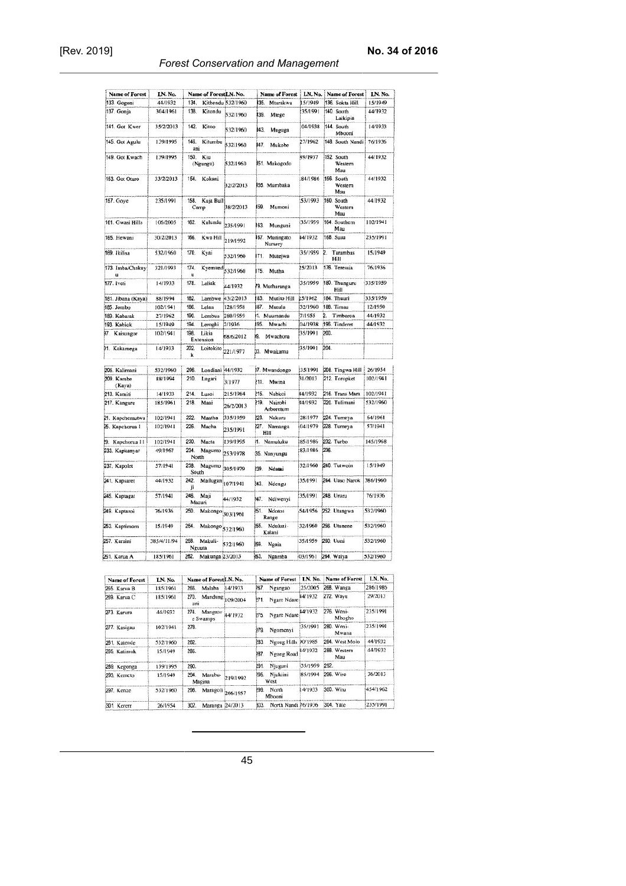| Name of Forest | LN. No. | Name of Forest | LN. No. | Name of Forest | LN. No. | Name of Forest | LN. No. |
|---|---|---|---|---|---|---|---|
| 133. Gogoni | 44/1932 | 134. Kithendu | 532/1960 | 135. Mtarakwa | 15/1949 | 136. Sokta Hill | 15/1949 |
| 137. Gonja | 304/1961 | 138. Kitondu | 532/1960 | 139. Mtege | 35/1991 | 140. South Laikipia | 44/1932 |
| 141. Got Kwer | 35/2/2013 | 142. Kitoo | 532/1960 | 143. Muguga | 04/1938 | 144. South Mbooni | 14/1933 |
| 145. Got Agulu | 139/1995 | 146. Kitumbuuni | 532/1960 | 147. Mukobe | 27/1962 | 148. South Nandi | 76/1936 |
| 149. Got Kwach | 139/1995 | 150. Kiu (Ngungu) | 532/1960 | 151. Mukogodo | 89/1937 | 152. South Western Mau | 44/1932 |
| 153. Got Otaro | 33/2/2013 | 154. Kokani | 32/2/2013 | 155. Mumbaka | 84/1986 | 156. South Western Mau | 44/1932 |
| 157. Goye | 235/1991 | 158. Kuja Bull Camp | 38/2/2013 | 159. Mumoni | 53/1993 | 160. South Western Mau | 44/1932 |
| 161. Gwasi Hills | 106/2005 | 162. Kulundu | 235/1991 | 163. Munguni | 35/1959 | 164. Southern Mau | 102/1941 |
| 165. Hewani | 30/2/2013 | 166. Kwa Hill | 219/1992 | 167. Muringato Nursery | 44/1932 | 168. Suau | 235/1991 |
| 169. Ikilisa | 532/1960 | 170. Kyai | 532/1960 | 171. Mutejwa | 35/1959 | 2. Tarambas Hill | 15/1949 |
| 173. Imba/Chakuyu | 321/1993 | 174. Kyemundu | 532/1960 | 175. Mutha | 25/2013 | 176. Teressia | 76/1936 |
| 177. Iveti | 14/1933 | 178. Laliak | 44/1932 | 79. Mutharanga | 35/1959 | 180. Thunguru Hill | 335/1959 |
| 181. Jibana (Kaya) | 88/1994 | 182. Lambwe | 43/2/2013 | 183. Mutito Hill | 25/1962 | 184. Thuuri | 335/1959 |
| 185. Jombo | 102/1941 | 186. Lelan | 128/1958 | 187. Mutula | 32/1960 | 188. Timau | 12/1950 |
| 189. Kabarak | 27/1962 | 190. Lembus | 280/1959 | 1. Muumandu | 7/1955 | 2. Timboroa | 44/1932 |
| 193. Kabiok | 15/1949 | 194. Leroghi | 2/1936 | 195. Mwachi | 04/1938 | 196. Tinderet | 44/1932 |
| 97. Kaisungor | 102/1941 | 198. Likia Extension | 68/6/2012 | 9. Mwachora | 35/1991 | 200. | |
| 01. Kakamega | 14/1933 | 202. Loitokitok | 221/1977 | 03. Mwakamu | 35/1991 | 204. | |
| 205. Kalimani | 532/1960 | 206. Londiani | 44/1932 | 07. Mwandongo | 35/1991 | 208. Tingwa Hill | 26/1954 |
| 209. Kambe (Kaya) | 88/1994 | 210. Lugari | 3/1977 | 211. Mwina | 31/2013 | 212. Toropket | 102/1941 |
| 213. Kamiti | 14/1933 | 214. Lusoi | 215/1984 | 215. Nabkoi | 44/1932 | 216. Trans Mara | 102/1941 |
| 217. Kangure | 185/1961 | 218. Maai | 26/2/2013 | 219. Nairobi Arboretum | 44/1932 | 220. Tulimani | 532/1960 |
| 21. Kapchemutwa | 102/1941 | 222. Maatha | 335/1959 | 223. Nakuru | 28/1977 | 224. Tumeya | 64/1961 |
| 25. Kapchorua I | 102/1941 | 226. Macha | 235/1991 | 227. Namanga Hill | 04/1979 | 228. Tumeya | 57/1941 |
| 29. Kapchorua II | 102/1941 | 230. Macta | 139/1995 | 1. Namuluku | 85/1986 | 232. Turbo | 145/1968 |
| 233. Kapkanyar | 49/1967 | 234. Magumo North | 253/1978 | 35. Nanyungu | 83/1986 | 236. | |
| 237. Kapolet | 57/1941 | 238. Magumo South | 305/1979 | 239. Ndatai | 32/1960 | 240. Tutwoin | 15/1949 |
| 241. Kapsaret | 44/1932 | 242. Mailugan ji | 107/1941 | 243. Ndengu | 35/1991 | 244. Uaso Narok | 386/1960 |
| 245. Kaptagat | 57/1941 | 246. Maji Mazuri | 44/1932 | 247. Ndiwenyi | 35/1991 | 248. Ururu | 76/1936 |
| 249. Kaptaroi | 76/1936 | 250. Makongo | 303/1961 | 251. Ndotos Range | 54/1956 | 252. Utangwa | 532/1960 |
| 253. Kaptimom | 15/1949 | 254. Makongo | 532/1960 | 255. Nduluni-Kalani | 32/1960 | 256. Utunene | 532/1960 |
| 257. Karaini | 385/4/11/94 | 258. Makuli-Nguuta | 532/1960 | 259. Ngaia | 35/1959 | 260. Uuni | 532/1960 |
| 261. Karua A | 185/1961 | 262. Makunga | 23/2013 | 263. Ngamba | 03/1961 | 264. Waiya | 532/1960 |

| Name of Forest | LN. No. | Name of Forest | LN. No. | Name of Forest | LN. No. | Name of Forest | LN. No. |
|---|---|---|---|---|---|---|---|
| 265. Karua B | 185/1961 | 266. Malaba | 14/1933 | 267. Ngangao | 25/2005 | 268. Wanga | 286/1986 |
| 269. Karua C | 185/1961 | 270. Mandunguni | 109/2004 | 271. Ngare Ndare | 44/1932 | 272. Wayu | 29/2013 |
| 273. Karura | 44/1932 | 274. Mangrove Swamps | 44/1932 | 275. Ngare Ndare | 44/1932 | 276. Weni-Mbogho | 235/1991 |
| 277. Kasigau | 102/1941 | 278. | | 279. Ngomenyi | 35/1991 | 280. Weni-Mwana | 235/1991 |
| 281. Katende | 532/1960 | 282. | | 283. Ngong Hills | 90/1985 | 284. West Molo | 44/1932 |
| 285. Katimok | 15/1949 | 286. | | 287. Ngong Road | 44/1932 | 288. Western Mau | 44/1932 |
| 289. Kegonga | 139/1995 | 290. | | 291. Njuguni | 35/1959 | 292. | |
| 293. Kemeto | 15/1949 | 294. Marabu-Magina | 219/1992 | 295. Njukiini West | 85/1994 | 296. Wire | 36/2013 |
| 297. Kenze | 532/1960 | 298. Maragoli | 266/1957 | 299. North Mbooni | 14/1933 | 300. Witu | 454/1962 |
| 301. Kererr | 26/1954 | 302. Maranga | 24/2013 | 303. North Nandi | 76/1936 | 304. Yale | 235/1991 |